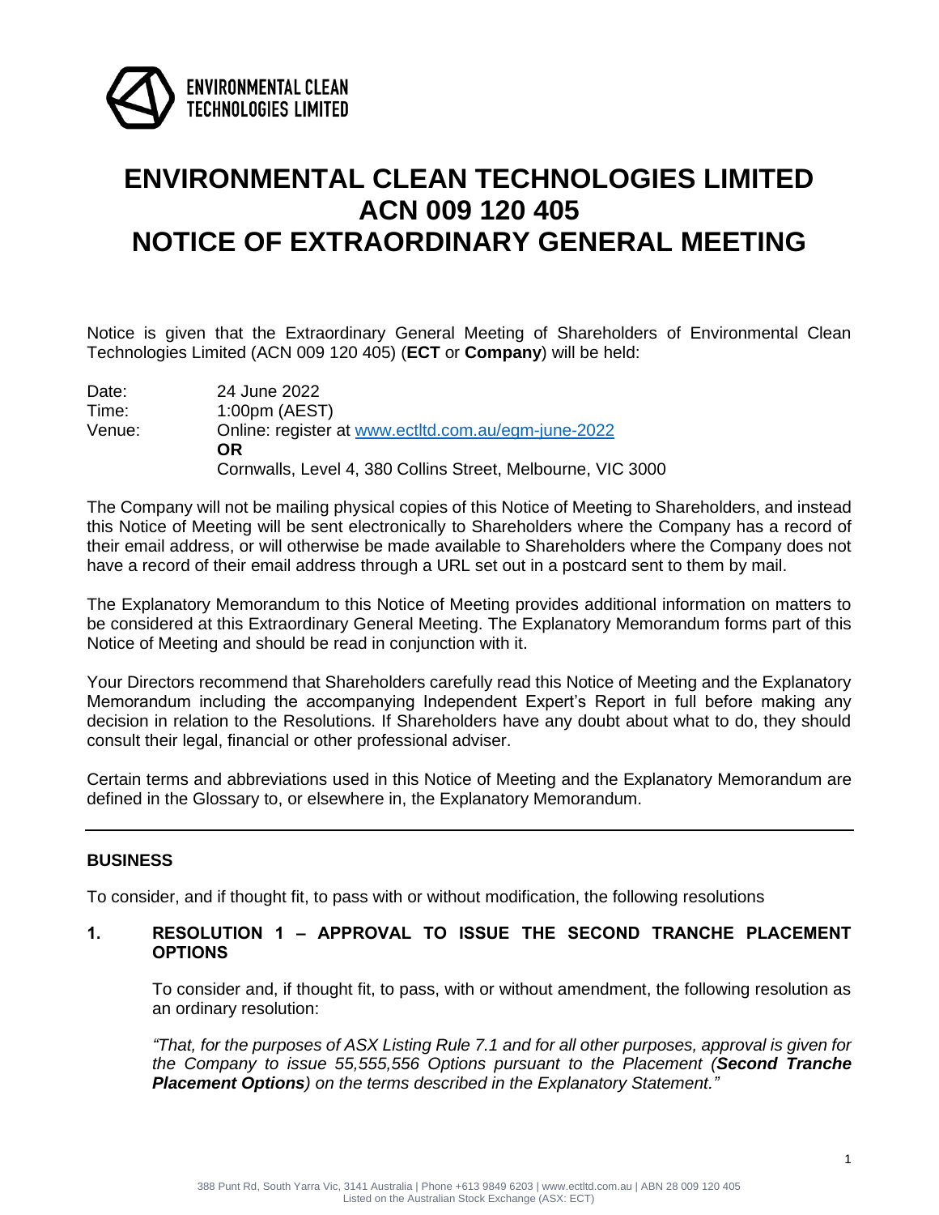# ENVIRONMENTAL CLEAN TECHNOLOGIES LIMITED
# ACN 009 120 405
# NOTICE OF EXTRAORDINARY GENERAL MEETING

Notice is given that the Extraordinary General Meeting of Shareholders of Environmental Clean Technologies Limited (ACN 009 120 405) (**ECT** or **Company**) will be held:

| | |
|---|---|
| Date: | 24 June 2022 |
| Time: | 1:00pm (AEST) |
| Venue: | Online: register at www.ectltd.com.au/egm-june-2022<br>**OR**<br>Cornwalls, Level 4, 380 Collins Street, Melbourne, VIC 3000 |

The Company will not be mailing physical copies of this Notice of Meeting to Shareholders, and instead this Notice of Meeting will be sent electronically to Shareholders where the Company has a record of their email address, or will otherwise be made available to Shareholders where the Company does not have a record of their email address through a URL set out in a postcard sent to them by mail.

The Explanatory Memorandum to this Notice of Meeting provides additional information on matters to be considered at this Extraordinary General Meeting. The Explanatory Memorandum forms part of this Notice of Meeting and should be read in conjunction with it.

Your Directors recommend that Shareholders carefully read this Notice of Meeting and the Explanatory Memorandum including the accompanying Independent Expert's Report in full before making any decision in relation to the Resolutions. If Shareholders have any doubt about what to do, they should consult their legal, financial or other professional adviser.

Certain terms and abbreviations used in this Notice of Meeting and the Explanatory Memorandum are defined in the Glossary to, or elsewhere in, the Explanatory Memorandum.

---

## BUSINESS

To consider, and if thought fit, to pass with or without modification, the following resolutions

### 1. RESOLUTION 1 – APPROVAL TO ISSUE THE SECOND TRANCHE PLACEMENT OPTIONS

To consider and, if thought fit, to pass, with or without amendment, the following resolution as an ordinary resolution:

*"That, for the purposes of ASX Listing Rule 7.1 and for all other purposes, approval is given for the Company to issue 55,555,556 Options pursuant to the Placement (**Second Tranche Placement Options**) on the terms described in the Explanatory Statement."*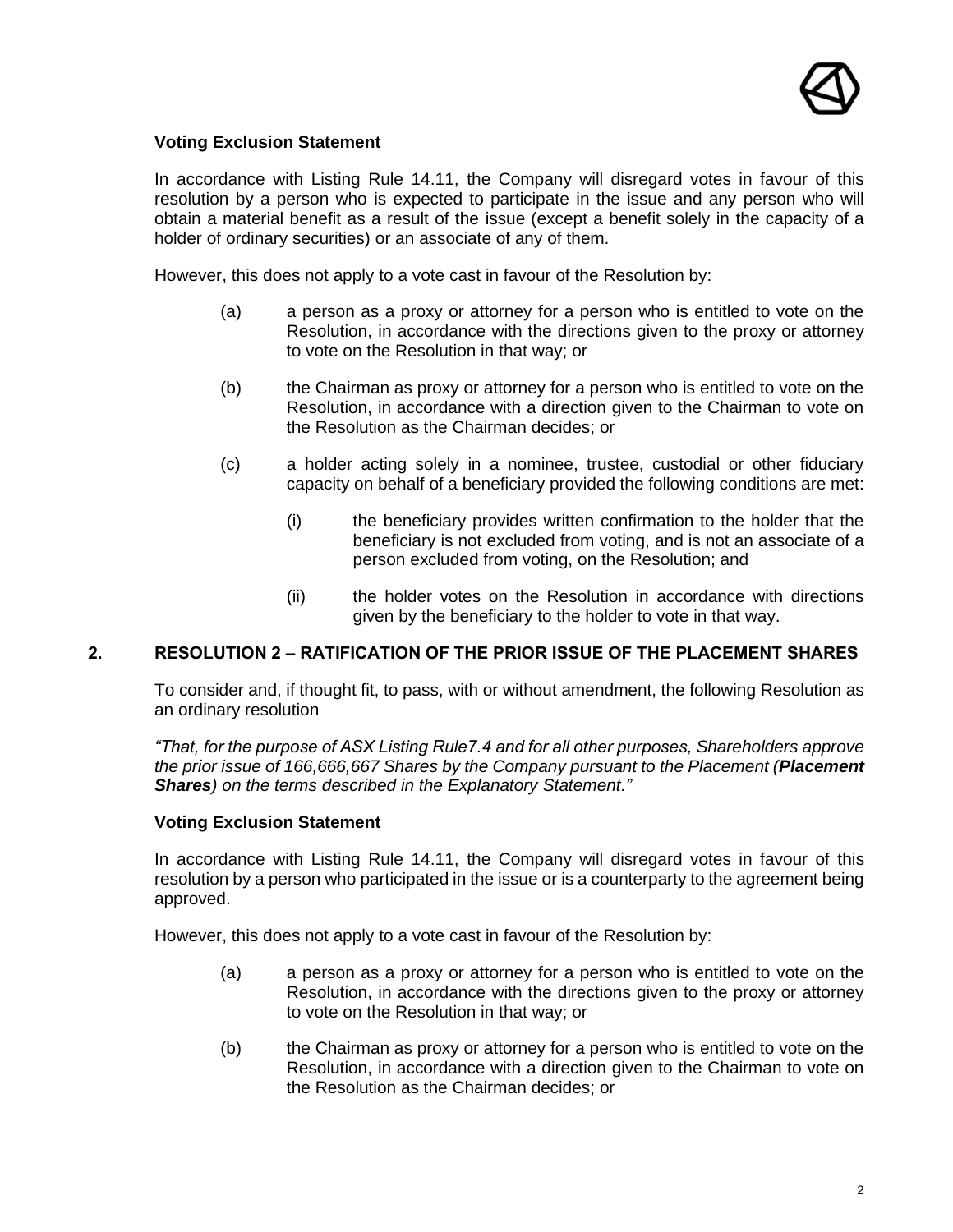**Voting Exclusion Statement**

In accordance with Listing Rule 14.11, the Company will disregard votes in favour of this resolution by a person who is expected to participate in the issue and any person who will obtain a material benefit as a result of the issue (except a benefit solely in the capacity of a holder of ordinary securities) or an associate of any of them.

However, this does not apply to a vote cast in favour of the Resolution by:

(a) a person as a proxy or attorney for a person who is entitled to vote on the Resolution, in accordance with the directions given to the proxy or attorney to vote on the Resolution in that way; or

(b) the Chairman as proxy or attorney for a person who is entitled to vote on the Resolution, in accordance with a direction given to the Chairman to vote on the Resolution as the Chairman decides; or

(c) a holder acting solely in a nominee, trustee, custodial or other fiduciary capacity on behalf of a beneficiary provided the following conditions are met:

   (i) the beneficiary provides written confirmation to the holder that the beneficiary is not excluded from voting, and is not an associate of a person excluded from voting, on the Resolution; and

   (ii) the holder votes on the Resolution in accordance with directions given by the beneficiary to the holder to vote in that way.

## 2. RESOLUTION 2 – RATIFICATION OF THE PRIOR ISSUE OF THE PLACEMENT SHARES

To consider and, if thought fit, to pass, with or without amendment, the following Resolution as an ordinary resolution

*"That, for the purpose of ASX Listing Rule7.4 and for all other purposes, Shareholders approve the prior issue of 166,666,667 Shares by the Company pursuant to the Placement (**Placement Shares**) on the terms described in the Explanatory Statement."*

**Voting Exclusion Statement**

In accordance with Listing Rule 14.11, the Company will disregard votes in favour of this resolution by a person who participated in the issue or is a counterparty to the agreement being approved.

However, this does not apply to a vote cast in favour of the Resolution by:

(a) a person as a proxy or attorney for a person who is entitled to vote on the Resolution, in accordance with the directions given to the proxy or attorney to vote on the Resolution in that way; or

(b) the Chairman as proxy or attorney for a person who is entitled to vote on the Resolution, in accordance with a direction given to the Chairman to vote on the Resolution as the Chairman decides; or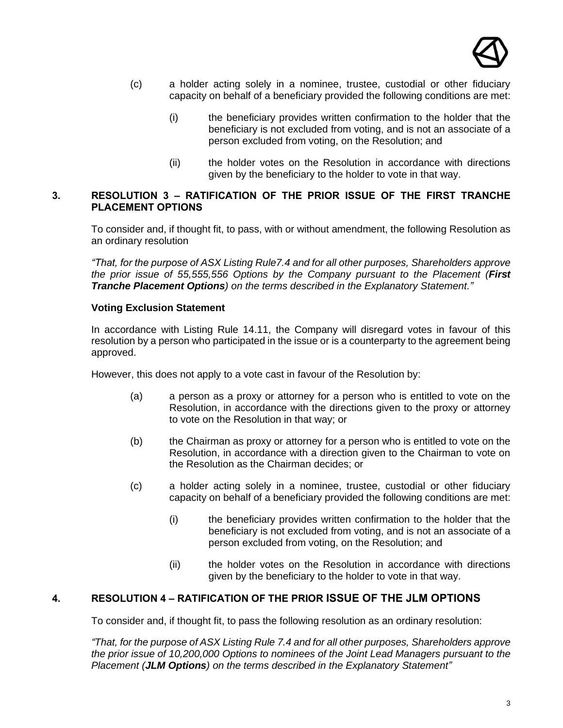(c) a holder acting solely in a nominee, trustee, custodial or other fiduciary capacity on behalf of a beneficiary provided the following conditions are met:

(i) the beneficiary provides written confirmation to the holder that the beneficiary is not excluded from voting, and is not an associate of a person excluded from voting, on the Resolution; and

(ii) the holder votes on the Resolution in accordance with directions given by the beneficiary to the holder to vote in that way.

## 3. RESOLUTION 3 – RATIFICATION OF THE PRIOR ISSUE OF THE FIRST TRANCHE PLACEMENT OPTIONS

To consider and, if thought fit, to pass, with or without amendment, the following Resolution as an ordinary resolution

*"That, for the purpose of ASX Listing Rule7.4 and for all other purposes, Shareholders approve the prior issue of 55,555,556 Options by the Company pursuant to the Placement (**First Tranche Placement Options**) on the terms described in the Explanatory Statement."*

**Voting Exclusion Statement**

In accordance with Listing Rule 14.11, the Company will disregard votes in favour of this resolution by a person who participated in the issue or is a counterparty to the agreement being approved.

However, this does not apply to a vote cast in favour of the Resolution by:

(a) a person as a proxy or attorney for a person who is entitled to vote on the Resolution, in accordance with the directions given to the proxy or attorney to vote on the Resolution in that way; or

(b) the Chairman as proxy or attorney for a person who is entitled to vote on the Resolution, in accordance with a direction given to the Chairman to vote on the Resolution as the Chairman decides; or

(c) a holder acting solely in a nominee, trustee, custodial or other fiduciary capacity on behalf of a beneficiary provided the following conditions are met:

(i) the beneficiary provides written confirmation to the holder that the beneficiary is not excluded from voting, and is not an associate of a person excluded from voting, on the Resolution; and

(ii) the holder votes on the Resolution in accordance with directions given by the beneficiary to the holder to vote in that way.

## 4. RESOLUTION 4 – RATIFICATION OF THE PRIOR ISSUE OF THE JLM OPTIONS

To consider and, if thought fit, to pass the following resolution as an ordinary resolution:

*"That, for the purpose of ASX Listing Rule 7.4 and for all other purposes, Shareholders approve the prior issue of 10,200,000 Options to nominees of the Joint Lead Managers pursuant to the Placement (**JLM Options**) on the terms described in the Explanatory Statement"*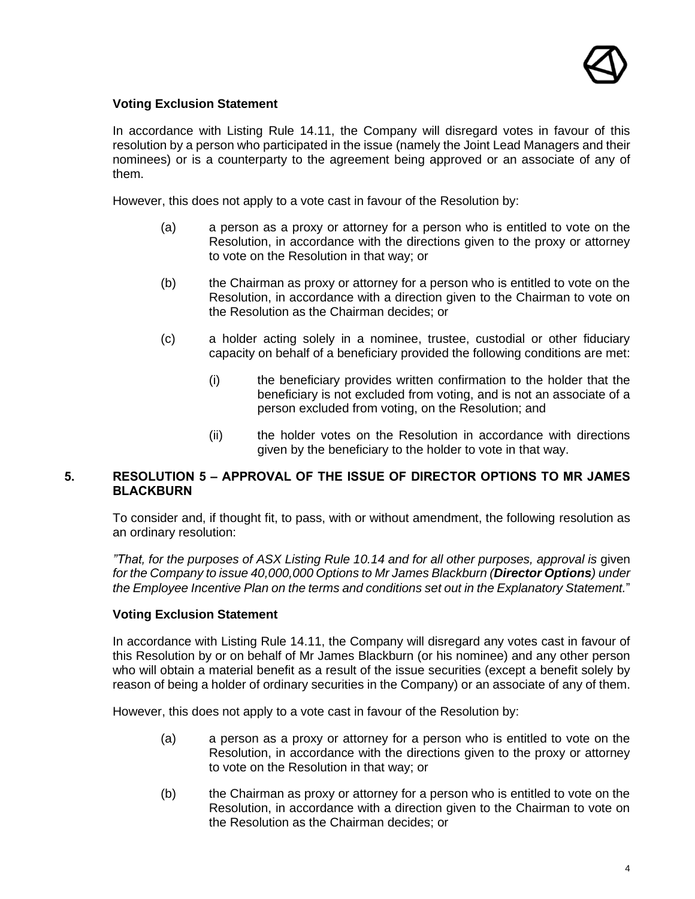**Voting Exclusion Statement**

In accordance with Listing Rule 14.11, the Company will disregard votes in favour of this resolution by a person who participated in the issue (namely the Joint Lead Managers and their nominees) or is a counterparty to the agreement being approved or an associate of any of them.

However, this does not apply to a vote cast in favour of the Resolution by:

(a) a person as a proxy or attorney for a person who is entitled to vote on the Resolution, in accordance with the directions given to the proxy or attorney to vote on the Resolution in that way; or

(b) the Chairman as proxy or attorney for a person who is entitled to vote on the Resolution, in accordance with a direction given to the Chairman to vote on the Resolution as the Chairman decides; or

(c) a holder acting solely in a nominee, trustee, custodial or other fiduciary capacity on behalf of a beneficiary provided the following conditions are met:

  (i) the beneficiary provides written confirmation to the holder that the beneficiary is not excluded from voting, and is not an associate of a person excluded from voting, on the Resolution; and

  (ii) the holder votes on the Resolution in accordance with directions given by the beneficiary to the holder to vote in that way.

## 5. RESOLUTION 5 – APPROVAL OF THE ISSUE OF DIRECTOR OPTIONS TO MR JAMES BLACKBURN

To consider and, if thought fit, to pass, with or without amendment, the following resolution as an ordinary resolution:

*"That, for the purposes of ASX Listing Rule 10.14 and for all other purposes, approval is* given *for the Company to issue 40,000,000 Options to Mr James Blackburn (**Director Options**) under the Employee Incentive Plan on the terms and conditions set out in the Explanatory Statement.*"

**Voting Exclusion Statement**

In accordance with Listing Rule 14.11, the Company will disregard any votes cast in favour of this Resolution by or on behalf of Mr James Blackburn (or his nominee) and any other person who will obtain a material benefit as a result of the issue securities (except a benefit solely by reason of being a holder of ordinary securities in the Company) or an associate of any of them.

However, this does not apply to a vote cast in favour of the Resolution by:

(a) a person as a proxy or attorney for a person who is entitled to vote on the Resolution, in accordance with the directions given to the proxy or attorney to vote on the Resolution in that way; or

(b) the Chairman as proxy or attorney for a person who is entitled to vote on the Resolution, in accordance with a direction given to the Chairman to vote on the Resolution as the Chairman decides; or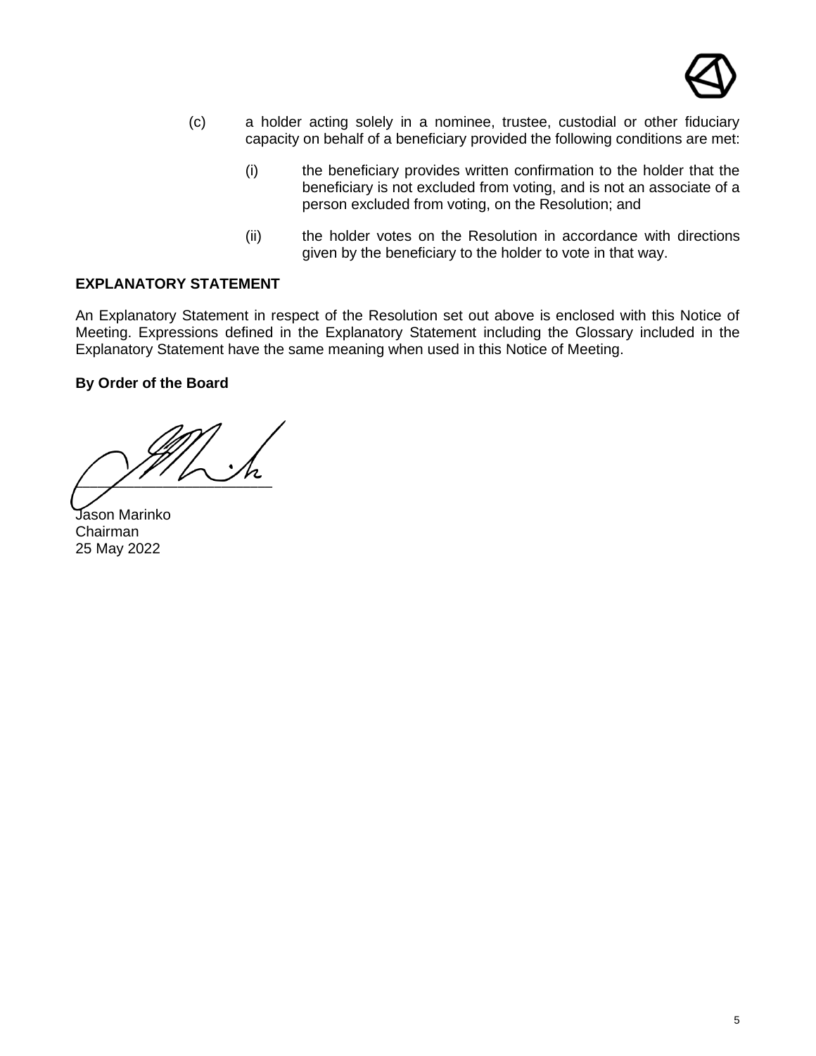(c) a holder acting solely in a nominee, trustee, custodial or other fiduciary capacity on behalf of a beneficiary provided the following conditions are met:

   (i) the beneficiary provides written confirmation to the holder that the beneficiary is not excluded from voting, and is not an associate of a person excluded from voting, on the Resolution; and

   (ii) the holder votes on the Resolution in accordance with directions given by the beneficiary to the holder to vote in that way.

**EXPLANATORY STATEMENT**

An Explanatory Statement in respect of the Resolution set out above is enclosed with this Notice of Meeting. Expressions defined in the Explanatory Statement including the Glossary included in the Explanatory Statement have the same meaning when used in this Notice of Meeting.

**By Order of the Board**

\_\_\_\_\_\_\_\_\_\_\_\_\_\_\_\_\_\_\_\_\_\_\_\_

Jason Marinko
Chairman
25 May 2022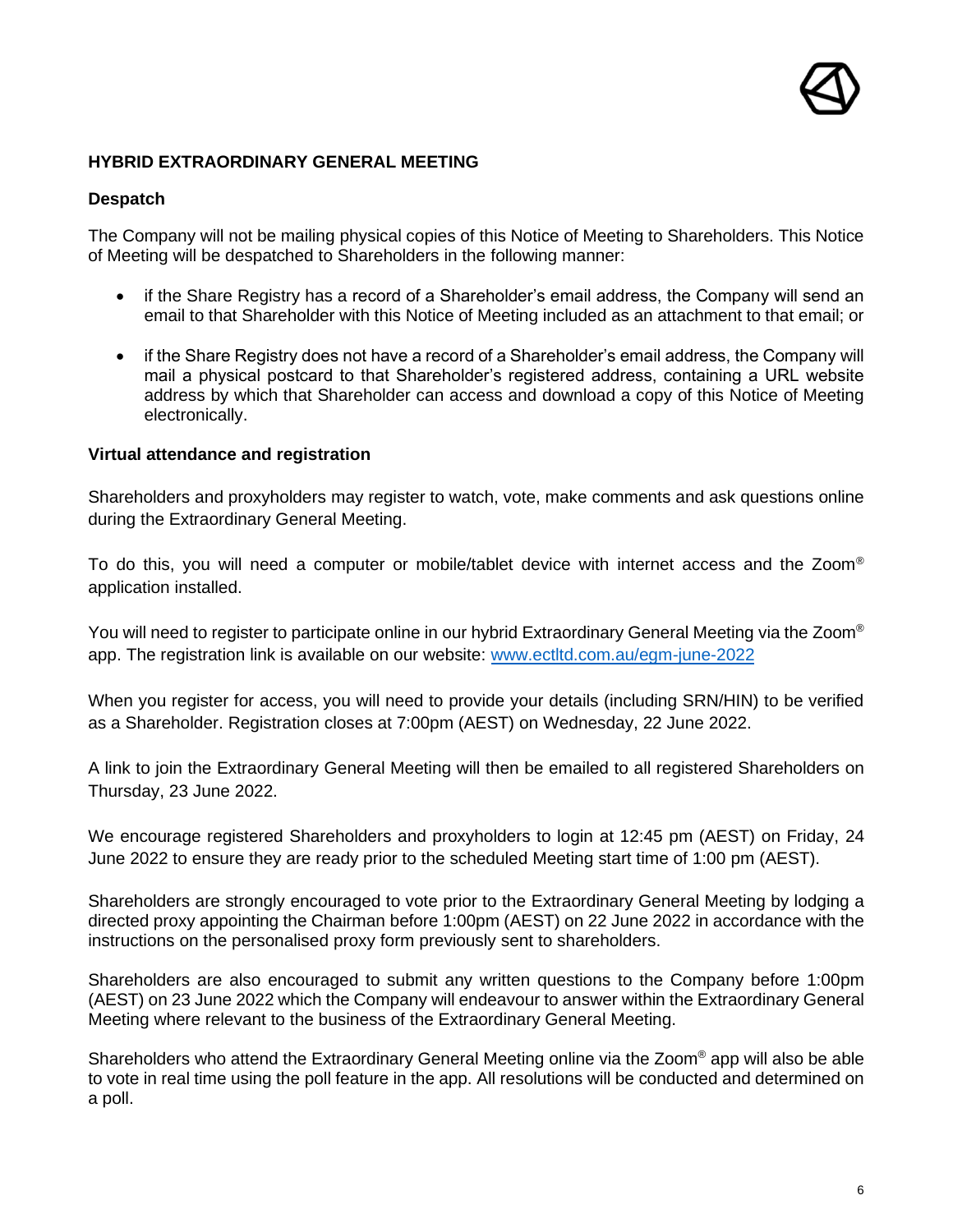## HYBRID EXTRAORDINARY GENERAL MEETING

### Despatch

The Company will not be mailing physical copies of this Notice of Meeting to Shareholders. This Notice of Meeting will be despatched to Shareholders in the following manner:

- if the Share Registry has a record of a Shareholder's email address, the Company will send an email to that Shareholder with this Notice of Meeting included as an attachment to that email; or
- if the Share Registry does not have a record of a Shareholder's email address, the Company will mail a physical postcard to that Shareholder's registered address, containing a URL website address by which that Shareholder can access and download a copy of this Notice of Meeting electronically.

### Virtual attendance and registration

Shareholders and proxyholders may register to watch, vote, make comments and ask questions online during the Extraordinary General Meeting.

To do this, you will need a computer or mobile/tablet device with internet access and the Zoom® application installed.

You will need to register to participate online in our hybrid Extraordinary General Meeting via the Zoom® app. The registration link is available on our website: [www.ectltd.com.au/egm-june-2022](www.ectltd.com.au/egm-june-2022)

When you register for access, you will need to provide your details (including SRN/HIN) to be verified as a Shareholder. Registration closes at 7:00pm (AEST) on Wednesday, 22 June 2022.

A link to join the Extraordinary General Meeting will then be emailed to all registered Shareholders on Thursday, 23 June 2022.

We encourage registered Shareholders and proxyholders to login at 12:45 pm (AEST) on Friday, 24 June 2022 to ensure they are ready prior to the scheduled Meeting start time of 1:00 pm (AEST).

Shareholders are strongly encouraged to vote prior to the Extraordinary General Meeting by lodging a directed proxy appointing the Chairman before 1:00pm (AEST) on 22 June 2022 in accordance with the instructions on the personalised proxy form previously sent to shareholders.

Shareholders are also encouraged to submit any written questions to the Company before 1:00pm (AEST) on 23 June 2022 which the Company will endeavour to answer within the Extraordinary General Meeting where relevant to the business of the Extraordinary General Meeting.

Shareholders who attend the Extraordinary General Meeting online via the Zoom® app will also be able to vote in real time using the poll feature in the app. All resolutions will be conducted and determined on a poll.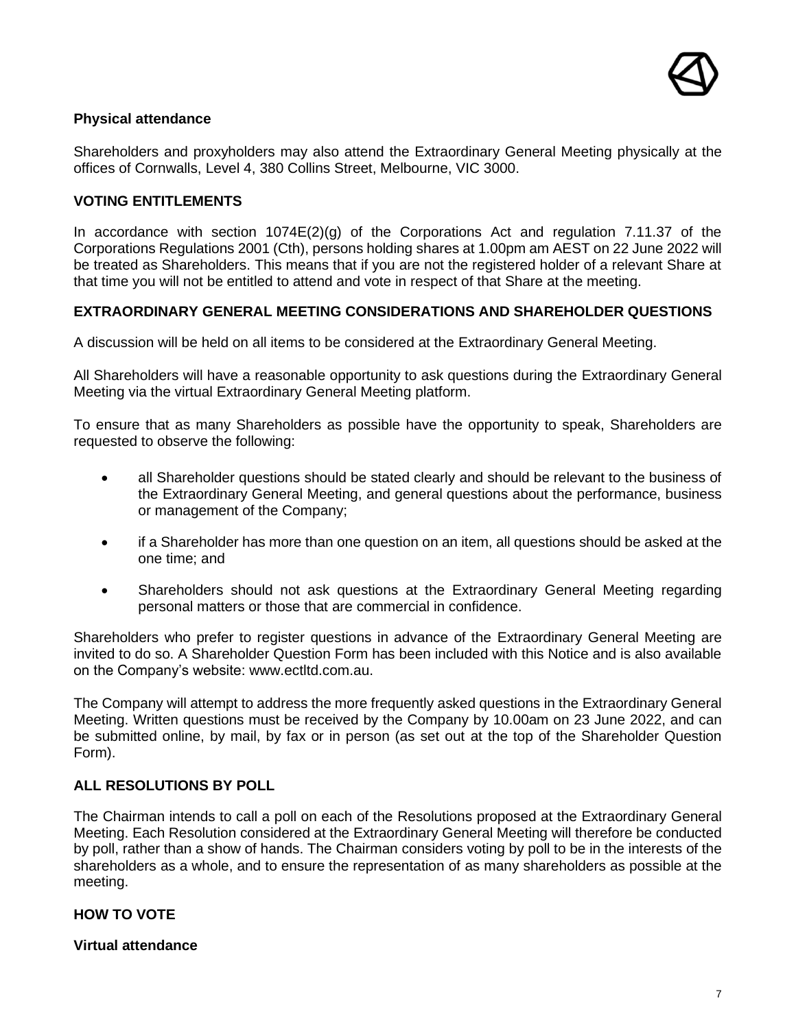**Physical attendance**

Shareholders and proxyholders may also attend the Extraordinary General Meeting physically at the offices of Cornwalls, Level 4, 380 Collins Street, Melbourne, VIC 3000.

## VOTING ENTITLEMENTS

In accordance with section 1074E(2)(g) of the Corporations Act and regulation 7.11.37 of the Corporations Regulations 2001 (Cth), persons holding shares at 1.00pm am AEST on 22 June 2022 will be treated as Shareholders. This means that if you are not the registered holder of a relevant Share at that time you will not be entitled to attend and vote in respect of that Share at the meeting.

## EXTRAORDINARY GENERAL MEETING CONSIDERATIONS AND SHAREHOLDER QUESTIONS

A discussion will be held on all items to be considered at the Extraordinary General Meeting.

All Shareholders will have a reasonable opportunity to ask questions during the Extraordinary General Meeting via the virtual Extraordinary General Meeting platform.

To ensure that as many Shareholders as possible have the opportunity to speak, Shareholders are requested to observe the following:

- all Shareholder questions should be stated clearly and should be relevant to the business of the Extraordinary General Meeting, and general questions about the performance, business or management of the Company;
- if a Shareholder has more than one question on an item, all questions should be asked at the one time; and
- Shareholders should not ask questions at the Extraordinary General Meeting regarding personal matters or those that are commercial in confidence.

Shareholders who prefer to register questions in advance of the Extraordinary General Meeting are invited to do so. A Shareholder Question Form has been included with this Notice and is also available on the Company's website: www.ectltd.com.au.

The Company will attempt to address the more frequently asked questions in the Extraordinary General Meeting. Written questions must be received by the Company by 10.00am on 23 June 2022, and can be submitted online, by mail, by fax or in person (as set out at the top of the Shareholder Question Form).

## ALL RESOLUTIONS BY POLL

The Chairman intends to call a poll on each of the Resolutions proposed at the Extraordinary General Meeting. Each Resolution considered at the Extraordinary General Meeting will therefore be conducted by poll, rather than a show of hands. The Chairman considers voting by poll to be in the interests of the shareholders as a whole, and to ensure the representation of as many shareholders as possible at the meeting.

## HOW TO VOTE

**Virtual attendance**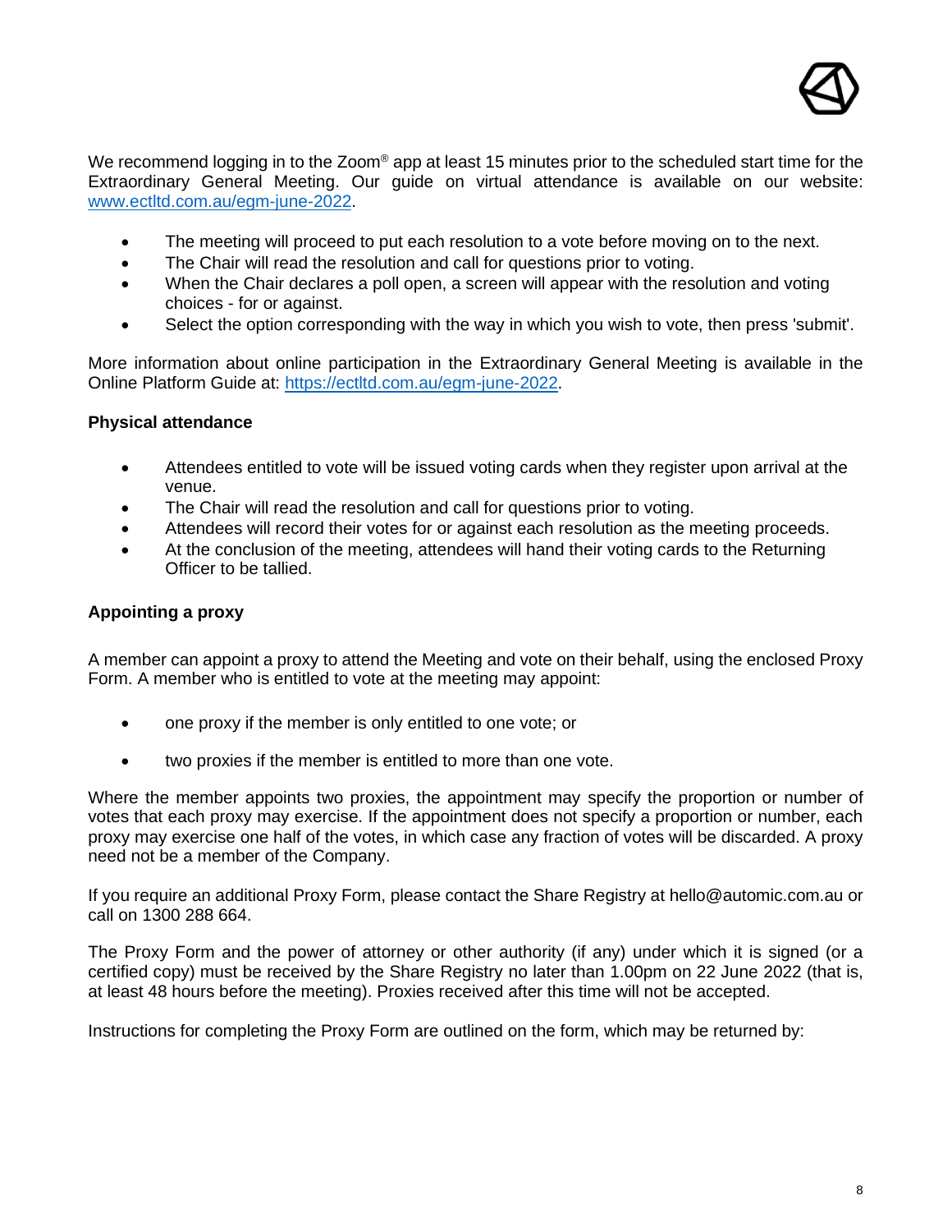We recommend logging in to the Zoom® app at least 15 minutes prior to the scheduled start time for the Extraordinary General Meeting. Our guide on virtual attendance is available on our website: [www.ectltd.com.au/egm-june-2022](www.ectltd.com.au/egm-june-2022).

- The meeting will proceed to put each resolution to a vote before moving on to the next.
- The Chair will read the resolution and call for questions prior to voting.
- When the Chair declares a poll open, a screen will appear with the resolution and voting choices - for or against.
- Select the option corresponding with the way in which you wish to vote, then press 'submit'.

More information about online participation in the Extraordinary General Meeting is available in the Online Platform Guide at: [https://ectltd.com.au/egm-june-2022](https://ectltd.com.au/egm-june-2022).

**Physical attendance**

- Attendees entitled to vote will be issued voting cards when they register upon arrival at the venue.
- The Chair will read the resolution and call for questions prior to voting.
- Attendees will record their votes for or against each resolution as the meeting proceeds.
- At the conclusion of the meeting, attendees will hand their voting cards to the Returning Officer to be tallied.

**Appointing a proxy**

A member can appoint a proxy to attend the Meeting and vote on their behalf, using the enclosed Proxy Form. A member who is entitled to vote at the meeting may appoint:

- one proxy if the member is only entitled to one vote; or
- two proxies if the member is entitled to more than one vote.

Where the member appoints two proxies, the appointment may specify the proportion or number of votes that each proxy may exercise. If the appointment does not specify a proportion or number, each proxy may exercise one half of the votes, in which case any fraction of votes will be discarded. A proxy need not be a member of the Company.

If you require an additional Proxy Form, please contact the Share Registry at hello@automic.com.au or call on 1300 288 664.

The Proxy Form and the power of attorney or other authority (if any) under which it is signed (or a certified copy) must be received by the Share Registry no later than 1.00pm on 22 June 2022 (that is, at least 48 hours before the meeting). Proxies received after this time will not be accepted.

Instructions for completing the Proxy Form are outlined on the form, which may be returned by: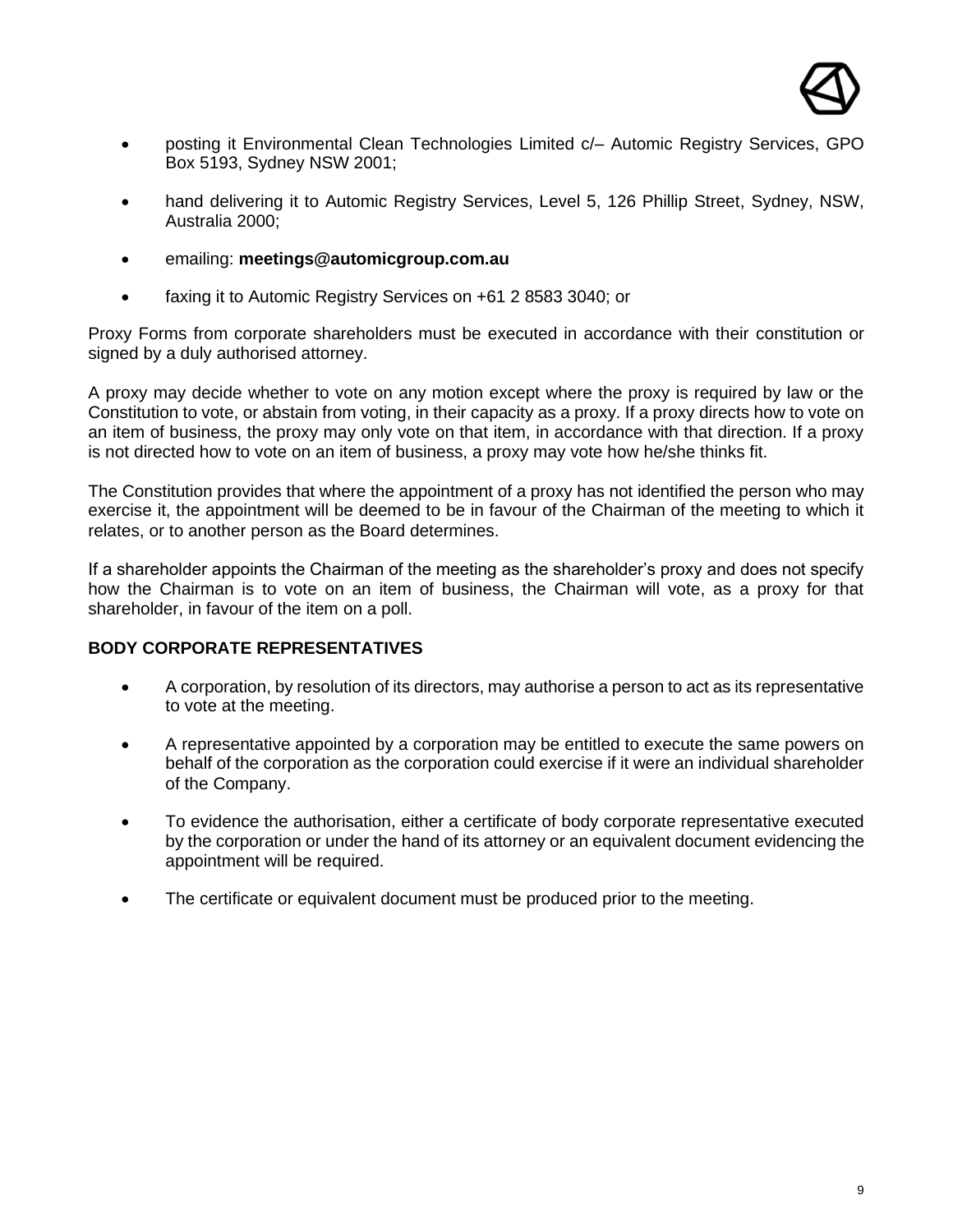- posting it Environmental Clean Technologies Limited c/– Automic Registry Services, GPO Box 5193, Sydney NSW 2001;
- hand delivering it to Automic Registry Services, Level 5, 126 Phillip Street, Sydney, NSW, Australia 2000;
- emailing: **meetings@automicgroup.com.au**
- faxing it to Automic Registry Services on +61 2 8583 3040; or

Proxy Forms from corporate shareholders must be executed in accordance with their constitution or signed by a duly authorised attorney.

A proxy may decide whether to vote on any motion except where the proxy is required by law or the Constitution to vote, or abstain from voting, in their capacity as a proxy. If a proxy directs how to vote on an item of business, the proxy may only vote on that item, in accordance with that direction. If a proxy is not directed how to vote on an item of business, a proxy may vote how he/she thinks fit.

The Constitution provides that where the appointment of a proxy has not identified the person who may exercise it, the appointment will be deemed to be in favour of the Chairman of the meeting to which it relates, or to another person as the Board determines.

If a shareholder appoints the Chairman of the meeting as the shareholder's proxy and does not specify how the Chairman is to vote on an item of business, the Chairman will vote, as a proxy for that shareholder, in favour of the item on a poll.

**BODY CORPORATE REPRESENTATIVES**

- A corporation, by resolution of its directors, may authorise a person to act as its representative to vote at the meeting.
- A representative appointed by a corporation may be entitled to execute the same powers on behalf of the corporation as the corporation could exercise if it were an individual shareholder of the Company.
- To evidence the authorisation, either a certificate of body corporate representative executed by the corporation or under the hand of its attorney or an equivalent document evidencing the appointment will be required.
- The certificate or equivalent document must be produced prior to the meeting.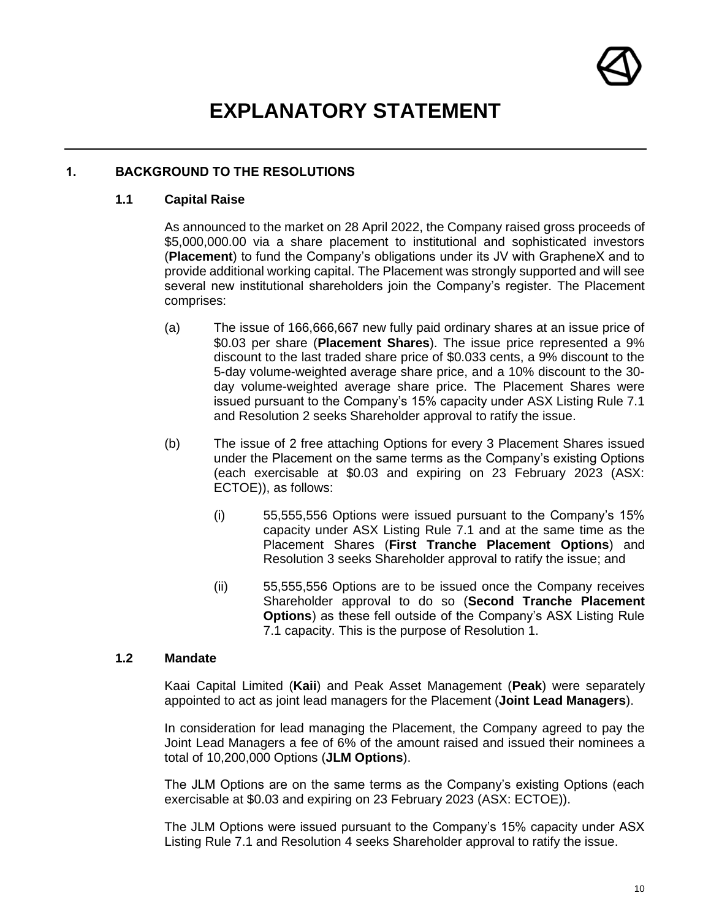# EXPLANATORY STATEMENT

## 1. BACKGROUND TO THE RESOLUTIONS

### 1.1 Capital Raise

As announced to the market on 28 April 2022, the Company raised gross proceeds of $5,000,000.00 via a share placement to institutional and sophisticated investors (**Placement**) to fund the Company's obligations under its JV with GrapheneX and to provide additional working capital. The Placement was strongly supported and will see several new institutional shareholders join the Company's register. The Placement comprises:

(a) The issue of 166,666,667 new fully paid ordinary shares at an issue price of $0.03 per share (**Placement Shares**). The issue price represented a 9% discount to the last traded share price of $0.033 cents, a 9% discount to the 5-day volume-weighted average share price, and a 10% discount to the 30-day volume-weighted average share price. The Placement Shares were issued pursuant to the Company's 15% capacity under ASX Listing Rule 7.1 and Resolution 2 seeks Shareholder approval to ratify the issue.

(b) The issue of 2 free attaching Options for every 3 Placement Shares issued under the Placement on the same terms as the Company's existing Options (each exercisable at $0.03 and expiring on 23 February 2023 (ASX: ECTOE)), as follows:

  (i) 55,555,556 Options were issued pursuant to the Company's 15% capacity under ASX Listing Rule 7.1 and at the same time as the Placement Shares (**First Tranche Placement Options**) and Resolution 3 seeks Shareholder approval to ratify the issue; and

  (ii) 55,555,556 Options are to be issued once the Company receives Shareholder approval to do so (**Second Tranche Placement Options**) as these fell outside of the Company's ASX Listing Rule 7.1 capacity. This is the purpose of Resolution 1.

### 1.2 Mandate

Kaai Capital Limited (**Kaii**) and Peak Asset Management (**Peak**) were separately appointed to act as joint lead managers for the Placement (**Joint Lead Managers**).

In consideration for lead managing the Placement, the Company agreed to pay the Joint Lead Managers a fee of 6% of the amount raised and issued their nominees a total of 10,200,000 Options (**JLM Options**).

The JLM Options are on the same terms as the Company's existing Options (each exercisable at $0.03 and expiring on 23 February 2023 (ASX: ECTOE)).

The JLM Options were issued pursuant to the Company's 15% capacity under ASX Listing Rule 7.1 and Resolution 4 seeks Shareholder approval to ratify the issue.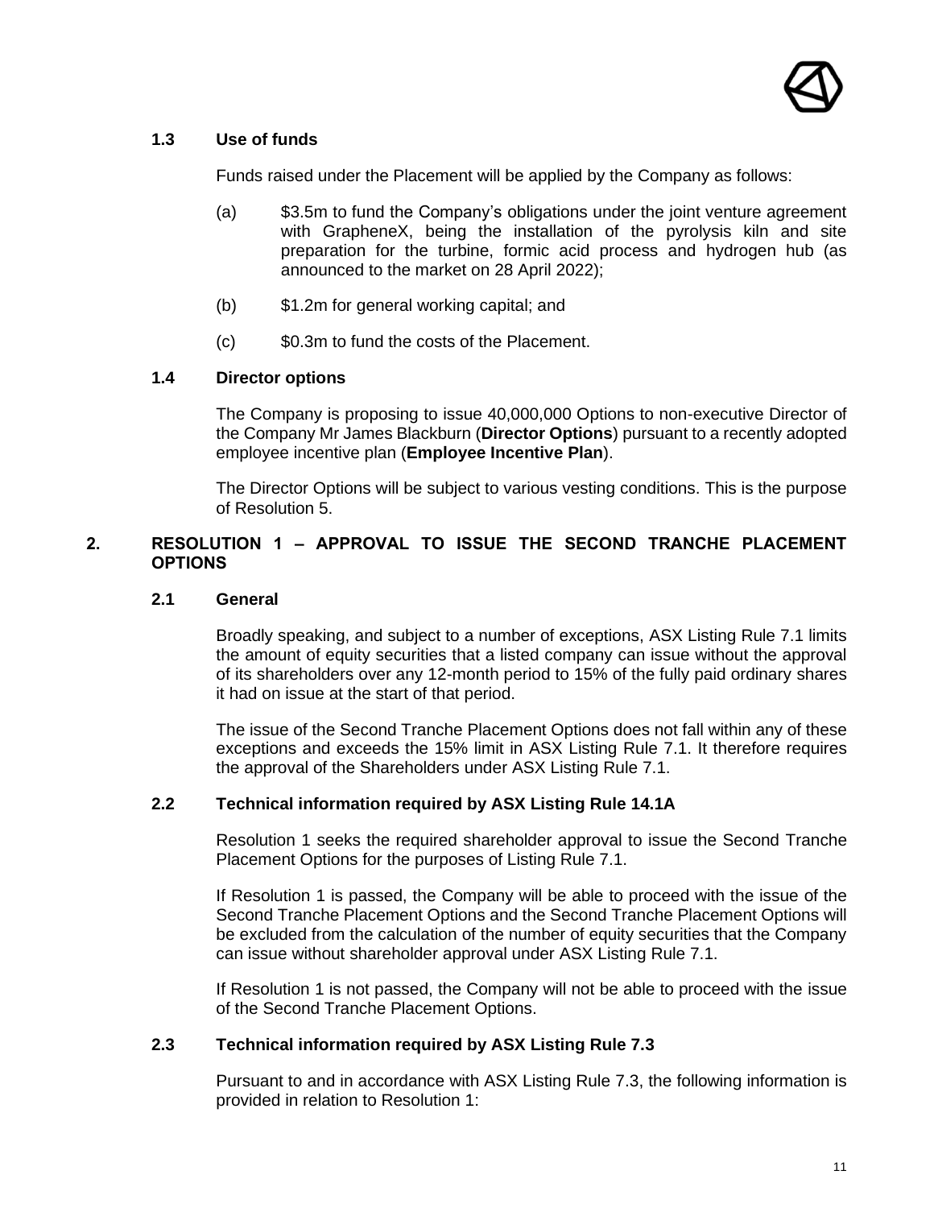### 1.3 Use of funds

Funds raised under the Placement will be applied by the Company as follows:

(a) $3.5m to fund the Company's obligations under the joint venture agreement with GrapheneX, being the installation of the pyrolysis kiln and site preparation for the turbine, formic acid process and hydrogen hub (as announced to the market on 28 April 2022);

(b) $1.2m for general working capital; and

(c) $0.3m to fund the costs of the Placement.

### 1.4 Director options

The Company is proposing to issue 40,000,000 Options to non-executive Director of the Company Mr James Blackburn (**Director Options**) pursuant to a recently adopted employee incentive plan (**Employee Incentive Plan**).

The Director Options will be subject to various vesting conditions. This is the purpose of Resolution 5.

## 2. RESOLUTION 1 – APPROVAL TO ISSUE THE SECOND TRANCHE PLACEMENT OPTIONS

### 2.1 General

Broadly speaking, and subject to a number of exceptions, ASX Listing Rule 7.1 limits the amount of equity securities that a listed company can issue without the approval of its shareholders over any 12-month period to 15% of the fully paid ordinary shares it had on issue at the start of that period.

The issue of the Second Tranche Placement Options does not fall within any of these exceptions and exceeds the 15% limit in ASX Listing Rule 7.1. It therefore requires the approval of the Shareholders under ASX Listing Rule 7.1.

### 2.2 Technical information required by ASX Listing Rule 14.1A

Resolution 1 seeks the required shareholder approval to issue the Second Tranche Placement Options for the purposes of Listing Rule 7.1.

If Resolution 1 is passed, the Company will be able to proceed with the issue of the Second Tranche Placement Options and the Second Tranche Placement Options will be excluded from the calculation of the number of equity securities that the Company can issue without shareholder approval under ASX Listing Rule 7.1.

If Resolution 1 is not passed, the Company will not be able to proceed with the issue of the Second Tranche Placement Options.

### 2.3 Technical information required by ASX Listing Rule 7.3

Pursuant to and in accordance with ASX Listing Rule 7.3, the following information is provided in relation to Resolution 1: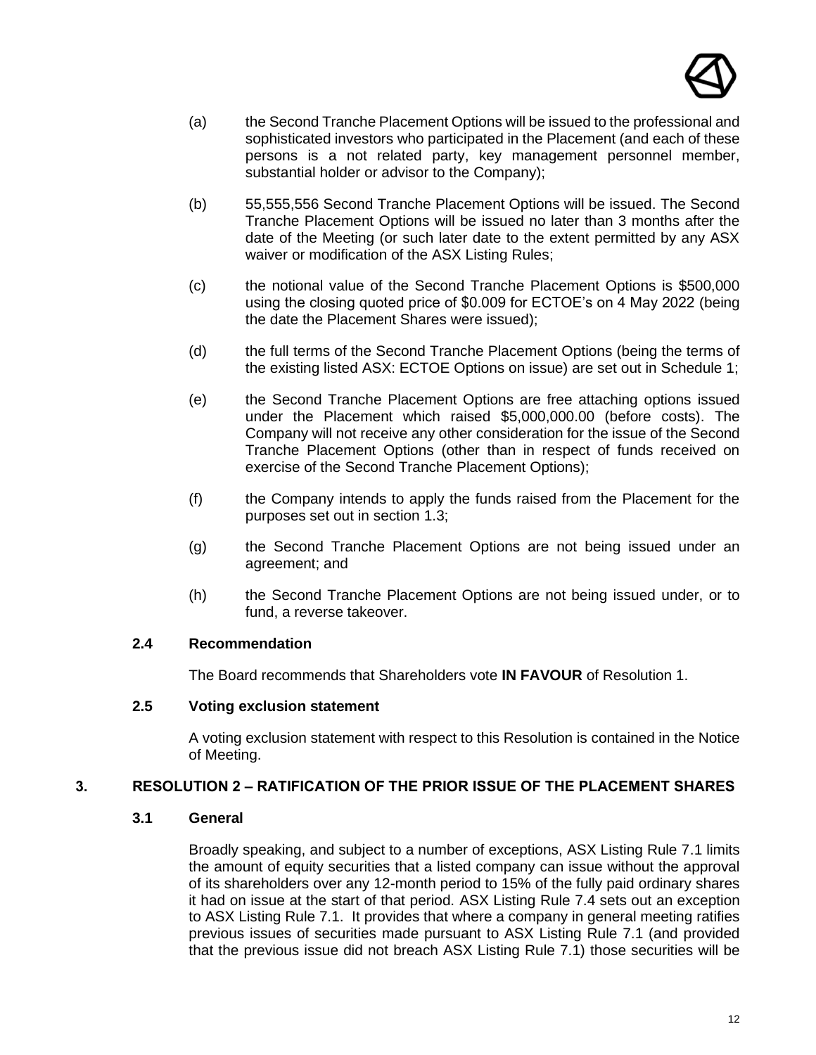(a) the Second Tranche Placement Options will be issued to the professional and sophisticated investors who participated in the Placement (and each of these persons is a not related party, key management personnel member, substantial holder or advisor to the Company);

(b) 55,555,556 Second Tranche Placement Options will be issued. The Second Tranche Placement Options will be issued no later than 3 months after the date of the Meeting (or such later date to the extent permitted by any ASX waiver or modification of the ASX Listing Rules;

(c) the notional value of the Second Tranche Placement Options is $500,000 using the closing quoted price of $0.009 for ECTOE's on 4 May 2022 (being the date the Placement Shares were issued);

(d) the full terms of the Second Tranche Placement Options (being the terms of the existing listed ASX: ECTOE Options on issue) are set out in Schedule 1;

(e) the Second Tranche Placement Options are free attaching options issued under the Placement which raised $5,000,000.00 (before costs). The Company will not receive any other consideration for the issue of the Second Tranche Placement Options (other than in respect of funds received on exercise of the Second Tranche Placement Options);

(f) the Company intends to apply the funds raised from the Placement for the purposes set out in section 1.3;

(g) the Second Tranche Placement Options are not being issued under an agreement; and

(h) the Second Tranche Placement Options are not being issued under, or to fund, a reverse takeover.

### 2.4 Recommendation

The Board recommends that Shareholders vote **IN FAVOUR** of Resolution 1.

### 2.5 Voting exclusion statement

A voting exclusion statement with respect to this Resolution is contained in the Notice of Meeting.

## 3. RESOLUTION 2 – RATIFICATION OF THE PRIOR ISSUE OF THE PLACEMENT SHARES

### 3.1 General

Broadly speaking, and subject to a number of exceptions, ASX Listing Rule 7.1 limits the amount of equity securities that a listed company can issue without the approval of its shareholders over any 12-month period to 15% of the fully paid ordinary shares it had on issue at the start of that period. ASX Listing Rule 7.4 sets out an exception to ASX Listing Rule 7.1. It provides that where a company in general meeting ratifies previous issues of securities made pursuant to ASX Listing Rule 7.1 (and provided that the previous issue did not breach ASX Listing Rule 7.1) those securities will be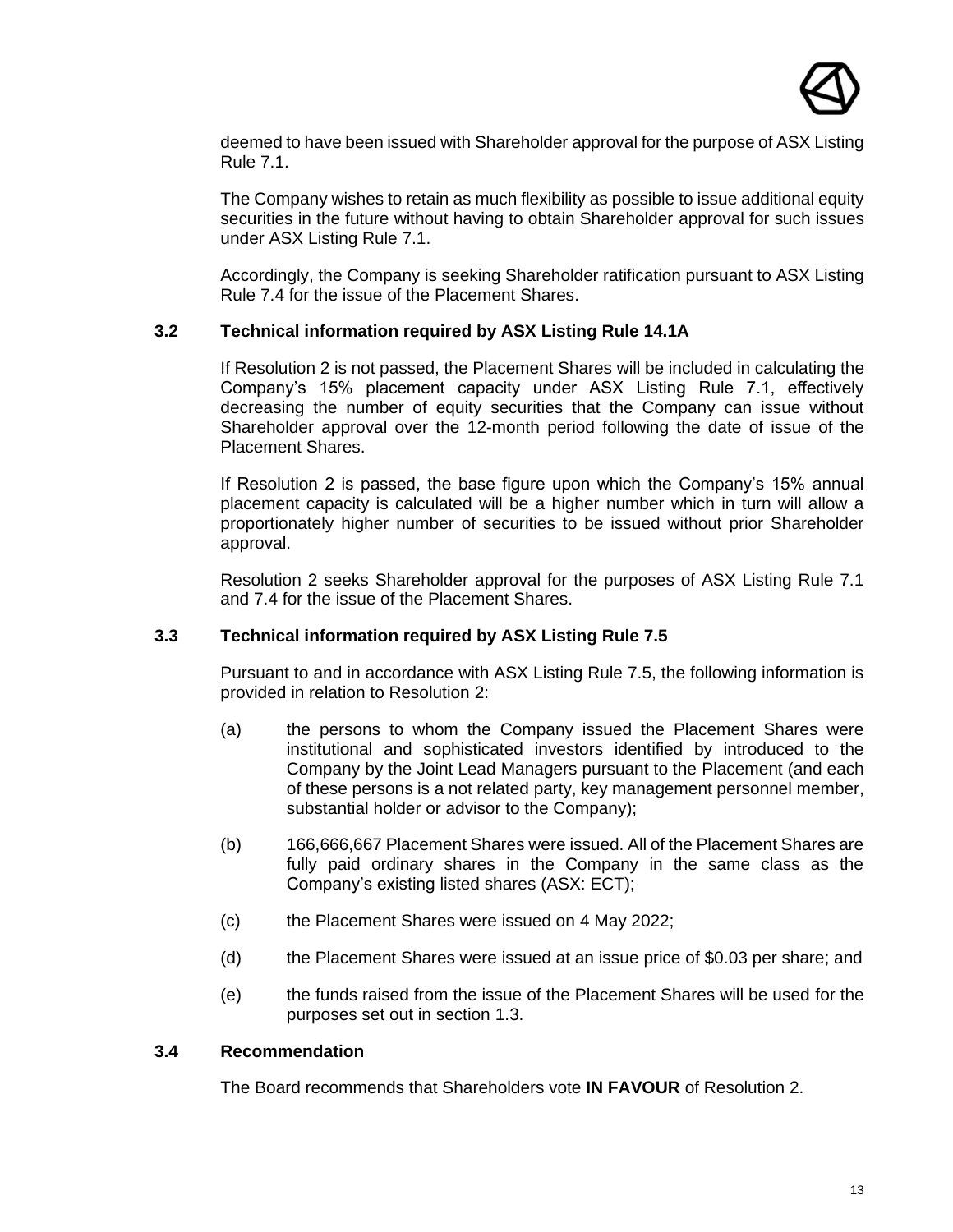deemed to have been issued with Shareholder approval for the purpose of ASX Listing Rule 7.1.

The Company wishes to retain as much flexibility as possible to issue additional equity securities in the future without having to obtain Shareholder approval for such issues under ASX Listing Rule 7.1.

Accordingly, the Company is seeking Shareholder ratification pursuant to ASX Listing Rule 7.4 for the issue of the Placement Shares.

### 3.2 Technical information required by ASX Listing Rule 14.1A

If Resolution 2 is not passed, the Placement Shares will be included in calculating the Company's 15% placement capacity under ASX Listing Rule 7.1, effectively decreasing the number of equity securities that the Company can issue without Shareholder approval over the 12-month period following the date of issue of the Placement Shares.

If Resolution 2 is passed, the base figure upon which the Company's 15% annual placement capacity is calculated will be a higher number which in turn will allow a proportionately higher number of securities to be issued without prior Shareholder approval.

Resolution 2 seeks Shareholder approval for the purposes of ASX Listing Rule 7.1 and 7.4 for the issue of the Placement Shares.

### 3.3 Technical information required by ASX Listing Rule 7.5

Pursuant to and in accordance with ASX Listing Rule 7.5, the following information is provided in relation to Resolution 2:

(a) the persons to whom the Company issued the Placement Shares were institutional and sophisticated investors identified by introduced to the Company by the Joint Lead Managers pursuant to the Placement (and each of these persons is a not related party, key management personnel member, substantial holder or advisor to the Company);

(b) 166,666,667 Placement Shares were issued. All of the Placement Shares are fully paid ordinary shares in the Company in the same class as the Company's existing listed shares (ASX: ECT);

(c) the Placement Shares were issued on 4 May 2022;

(d) the Placement Shares were issued at an issue price of $0.03 per share; and

(e) the funds raised from the issue of the Placement Shares will be used for the purposes set out in section 1.3.

### 3.4 Recommendation

The Board recommends that Shareholders vote **IN FAVOUR** of Resolution 2.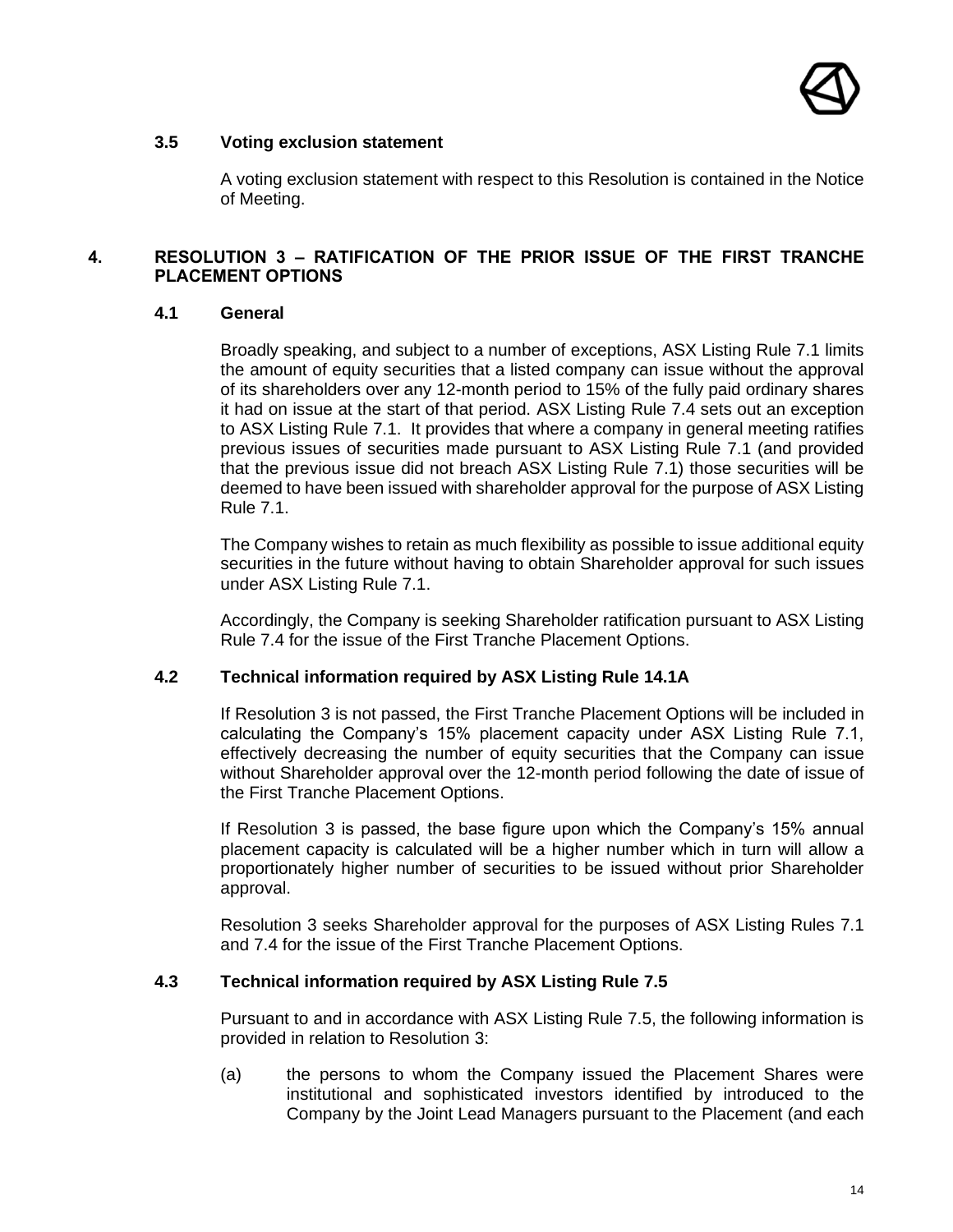### 3.5 Voting exclusion statement

A voting exclusion statement with respect to this Resolution is contained in the Notice of Meeting.

## 4. RESOLUTION 3 – RATIFICATION OF THE PRIOR ISSUE OF THE FIRST TRANCHE PLACEMENT OPTIONS

### 4.1 General

Broadly speaking, and subject to a number of exceptions, ASX Listing Rule 7.1 limits the amount of equity securities that a listed company can issue without the approval of its shareholders over any 12-month period to 15% of the fully paid ordinary shares it had on issue at the start of that period. ASX Listing Rule 7.4 sets out an exception to ASX Listing Rule 7.1. It provides that where a company in general meeting ratifies previous issues of securities made pursuant to ASX Listing Rule 7.1 (and provided that the previous issue did not breach ASX Listing Rule 7.1) those securities will be deemed to have been issued with shareholder approval for the purpose of ASX Listing Rule 7.1.

The Company wishes to retain as much flexibility as possible to issue additional equity securities in the future without having to obtain Shareholder approval for such issues under ASX Listing Rule 7.1.

Accordingly, the Company is seeking Shareholder ratification pursuant to ASX Listing Rule 7.4 for the issue of the First Tranche Placement Options.

### 4.2 Technical information required by ASX Listing Rule 14.1A

If Resolution 3 is not passed, the First Tranche Placement Options will be included in calculating the Company's 15% placement capacity under ASX Listing Rule 7.1, effectively decreasing the number of equity securities that the Company can issue without Shareholder approval over the 12-month period following the date of issue of the First Tranche Placement Options.

If Resolution 3 is passed, the base figure upon which the Company's 15% annual placement capacity is calculated will be a higher number which in turn will allow a proportionately higher number of securities to be issued without prior Shareholder approval.

Resolution 3 seeks Shareholder approval for the purposes of ASX Listing Rules 7.1 and 7.4 for the issue of the First Tranche Placement Options.

### 4.3 Technical information required by ASX Listing Rule 7.5

Pursuant to and in accordance with ASX Listing Rule 7.5, the following information is provided in relation to Resolution 3:

(a) the persons to whom the Company issued the Placement Shares were institutional and sophisticated investors identified by introduced to the Company by the Joint Lead Managers pursuant to the Placement (and each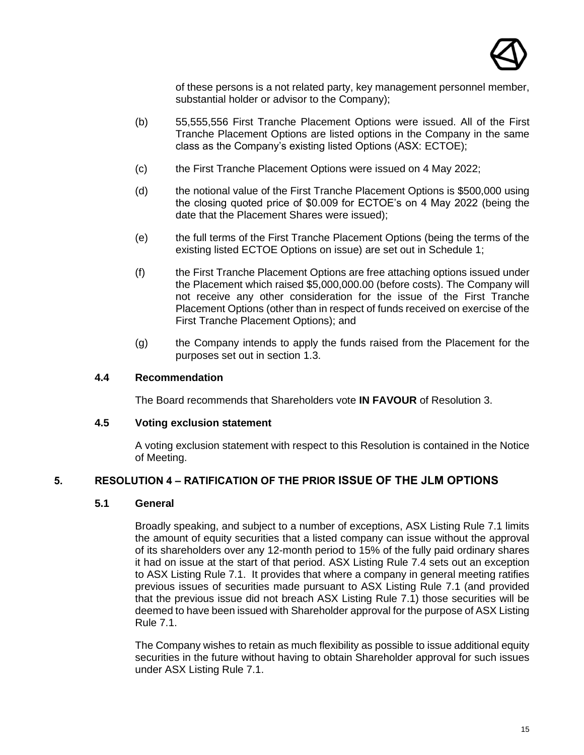of these persons is a not related party, key management personnel member, substantial holder or advisor to the Company);

(b) 55,555,556 First Tranche Placement Options were issued. All of the First Tranche Placement Options are listed options in the Company in the same class as the Company's existing listed Options (ASX: ECTOE);

(c) the First Tranche Placement Options were issued on 4 May 2022;

(d) the notional value of the First Tranche Placement Options is $500,000 using the closing quoted price of $0.009 for ECTOE's on 4 May 2022 (being the date that the Placement Shares were issued);

(e) the full terms of the First Tranche Placement Options (being the terms of the existing listed ECTOE Options on issue) are set out in Schedule 1;

(f) the First Tranche Placement Options are free attaching options issued under the Placement which raised $5,000,000.00 (before costs). The Company will not receive any other consideration for the issue of the First Tranche Placement Options (other than in respect of funds received on exercise of the First Tranche Placement Options); and

(g) the Company intends to apply the funds raised from the Placement for the purposes set out in section 1.3.

### 4.4 Recommendation

The Board recommends that Shareholders vote **IN FAVOUR** of Resolution 3.

### 4.5 Voting exclusion statement

A voting exclusion statement with respect to this Resolution is contained in the Notice of Meeting.

## 5. RESOLUTION 4 – RATIFICATION OF THE PRIOR ISSUE OF THE JLM OPTIONS

### 5.1 General

Broadly speaking, and subject to a number of exceptions, ASX Listing Rule 7.1 limits the amount of equity securities that a listed company can issue without the approval of its shareholders over any 12-month period to 15% of the fully paid ordinary shares it had on issue at the start of that period. ASX Listing Rule 7.4 sets out an exception to ASX Listing Rule 7.1. It provides that where a company in general meeting ratifies previous issues of securities made pursuant to ASX Listing Rule 7.1 (and provided that the previous issue did not breach ASX Listing Rule 7.1) those securities will be deemed to have been issued with Shareholder approval for the purpose of ASX Listing Rule 7.1.

The Company wishes to retain as much flexibility as possible to issue additional equity securities in the future without having to obtain Shareholder approval for such issues under ASX Listing Rule 7.1.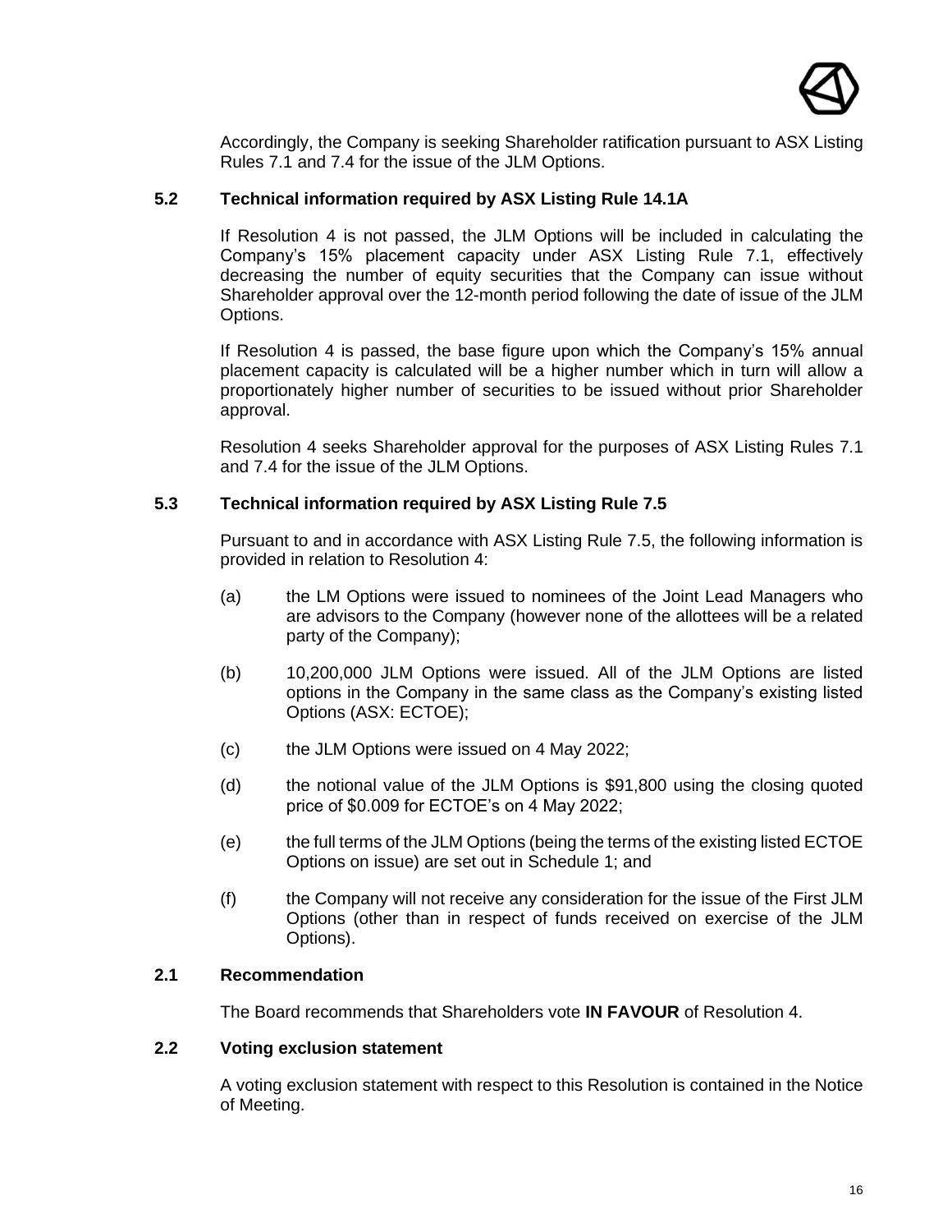Accordingly, the Company is seeking Shareholder ratification pursuant to ASX Listing Rules 7.1 and 7.4 for the issue of the JLM Options.

### 5.2 Technical information required by ASX Listing Rule 14.1A

If Resolution 4 is not passed, the JLM Options will be included in calculating the Company's 15% placement capacity under ASX Listing Rule 7.1, effectively decreasing the number of equity securities that the Company can issue without Shareholder approval over the 12-month period following the date of issue of the JLM Options.

If Resolution 4 is passed, the base figure upon which the Company's 15% annual placement capacity is calculated will be a higher number which in turn will allow a proportionately higher number of securities to be issued without prior Shareholder approval.

Resolution 4 seeks Shareholder approval for the purposes of ASX Listing Rules 7.1 and 7.4 for the issue of the JLM Options.

### 5.3 Technical information required by ASX Listing Rule 7.5

Pursuant to and in accordance with ASX Listing Rule 7.5, the following information is provided in relation to Resolution 4:

(a) the LM Options were issued to nominees of the Joint Lead Managers who are advisors to the Company (however none of the allottees will be a related party of the Company);

(b) 10,200,000 JLM Options were issued. All of the JLM Options are listed options in the Company in the same class as the Company's existing listed Options (ASX: ECTOE);

(c) the JLM Options were issued on 4 May 2022;

(d) the notional value of the JLM Options is $91,800 using the closing quoted price of $0.009 for ECTOE's on 4 May 2022;

(e) the full terms of the JLM Options (being the terms of the existing listed ECTOE Options on issue) are set out in Schedule 1; and

(f) the Company will not receive any consideration for the issue of the First JLM Options (other than in respect of funds received on exercise of the JLM Options).

### 2.1 Recommendation

The Board recommends that Shareholders vote **IN FAVOUR** of Resolution 4.

### 2.2 Voting exclusion statement

A voting exclusion statement with respect to this Resolution is contained in the Notice of Meeting.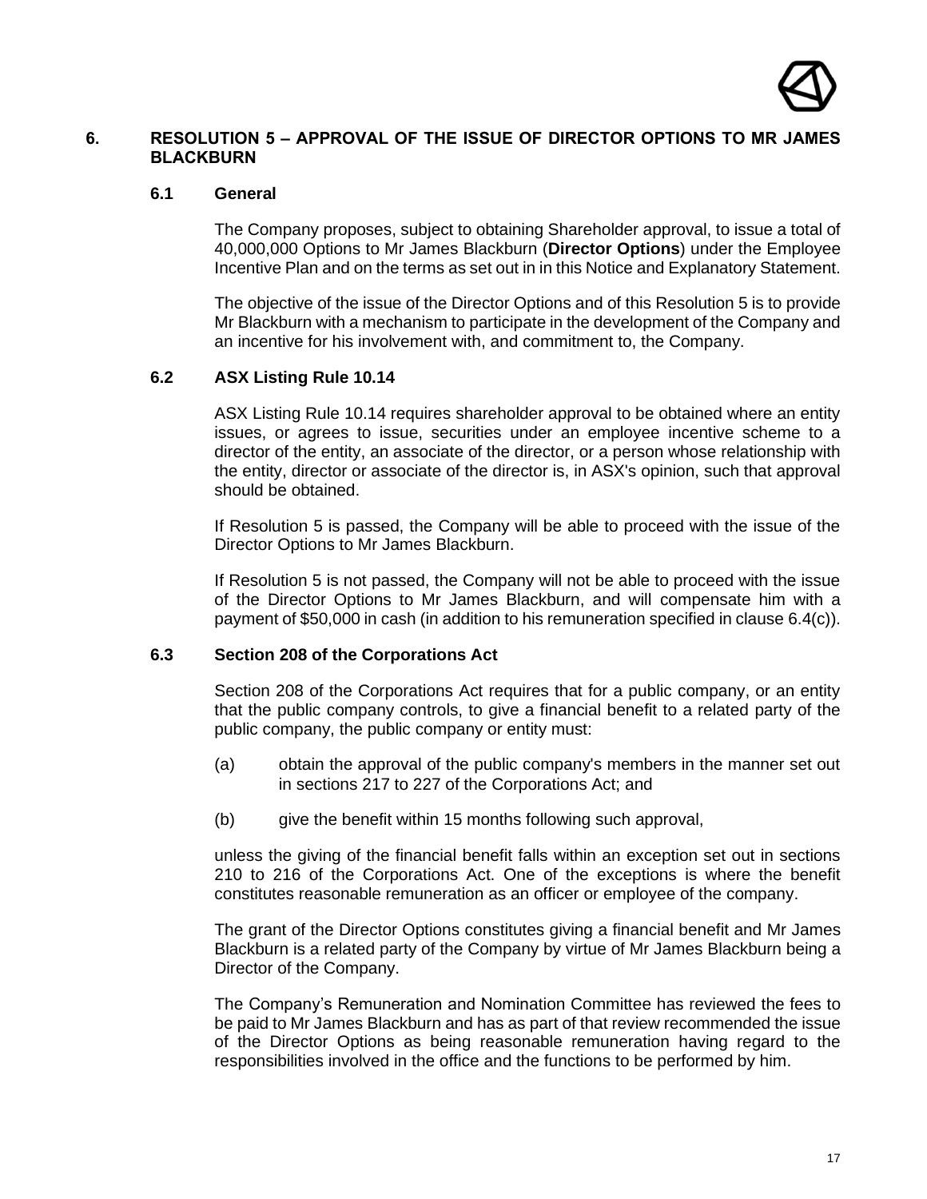## 6. RESOLUTION 5 – APPROVAL OF THE ISSUE OF DIRECTOR OPTIONS TO MR JAMES BLACKBURN

### 6.1 General

The Company proposes, subject to obtaining Shareholder approval, to issue a total of 40,000,000 Options to Mr James Blackburn (**Director Options**) under the Employee Incentive Plan and on the terms as set out in in this Notice and Explanatory Statement.

The objective of the issue of the Director Options and of this Resolution 5 is to provide Mr Blackburn with a mechanism to participate in the development of the Company and an incentive for his involvement with, and commitment to, the Company.

### 6.2 ASX Listing Rule 10.14

ASX Listing Rule 10.14 requires shareholder approval to be obtained where an entity issues, or agrees to issue, securities under an employee incentive scheme to a director of the entity, an associate of the director, or a person whose relationship with the entity, director or associate of the director is, in ASX's opinion, such that approval should be obtained.

If Resolution 5 is passed, the Company will be able to proceed with the issue of the Director Options to Mr James Blackburn.

If Resolution 5 is not passed, the Company will not be able to proceed with the issue of the Director Options to Mr James Blackburn, and will compensate him with a payment of $50,000 in cash (in addition to his remuneration specified in clause 6.4(c)).

### 6.3 Section 208 of the Corporations Act

Section 208 of the Corporations Act requires that for a public company, or an entity that the public company controls, to give a financial benefit to a related party of the public company, the public company or entity must:

(a) obtain the approval of the public company's members in the manner set out in sections 217 to 227 of the Corporations Act; and

(b) give the benefit within 15 months following such approval,

unless the giving of the financial benefit falls within an exception set out in sections 210 to 216 of the Corporations Act. One of the exceptions is where the benefit constitutes reasonable remuneration as an officer or employee of the company.

The grant of the Director Options constitutes giving a financial benefit and Mr James Blackburn is a related party of the Company by virtue of Mr James Blackburn being a Director of the Company.

The Company's Remuneration and Nomination Committee has reviewed the fees to be paid to Mr James Blackburn and has as part of that review recommended the issue of the Director Options as being reasonable remuneration having regard to the responsibilities involved in the office and the functions to be performed by him.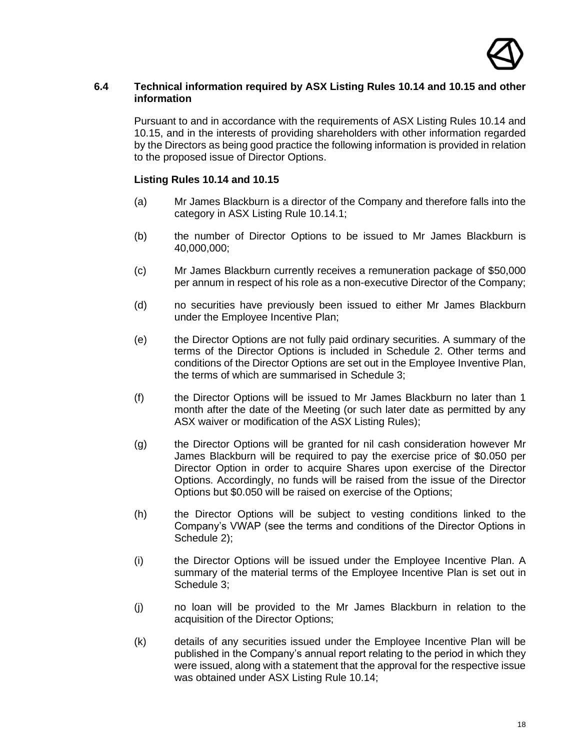### 6.4 Technical information required by ASX Listing Rules 10.14 and 10.15 and other information

Pursuant to and in accordance with the requirements of ASX Listing Rules 10.14 and 10.15, and in the interests of providing shareholders with other information regarded by the Directors as being good practice the following information is provided in relation to the proposed issue of Director Options.

**Listing Rules 10.14 and 10.15**

(a) Mr James Blackburn is a director of the Company and therefore falls into the category in ASX Listing Rule 10.14.1;

(b) the number of Director Options to be issued to Mr James Blackburn is 40,000,000;

(c) Mr James Blackburn currently receives a remuneration package of $50,000 per annum in respect of his role as a non-executive Director of the Company;

(d) no securities have previously been issued to either Mr James Blackburn under the Employee Incentive Plan;

(e) the Director Options are not fully paid ordinary securities. A summary of the terms of the Director Options is included in Schedule 2. Other terms and conditions of the Director Options are set out in the Employee Inventive Plan, the terms of which are summarised in Schedule 3;

(f) the Director Options will be issued to Mr James Blackburn no later than 1 month after the date of the Meeting (or such later date as permitted by any ASX waiver or modification of the ASX Listing Rules);

(g) the Director Options will be granted for nil cash consideration however Mr James Blackburn will be required to pay the exercise price of $0.050 per Director Option in order to acquire Shares upon exercise of the Director Options. Accordingly, no funds will be raised from the issue of the Director Options but $0.050 will be raised on exercise of the Options;

(h) the Director Options will be subject to vesting conditions linked to the Company's VWAP (see the terms and conditions of the Director Options in Schedule 2);

(i) the Director Options will be issued under the Employee Incentive Plan. A summary of the material terms of the Employee Incentive Plan is set out in Schedule 3;

(j) no loan will be provided to the Mr James Blackburn in relation to the acquisition of the Director Options;

(k) details of any securities issued under the Employee Incentive Plan will be published in the Company's annual report relating to the period in which they were issued, along with a statement that the approval for the respective issue was obtained under ASX Listing Rule 10.14;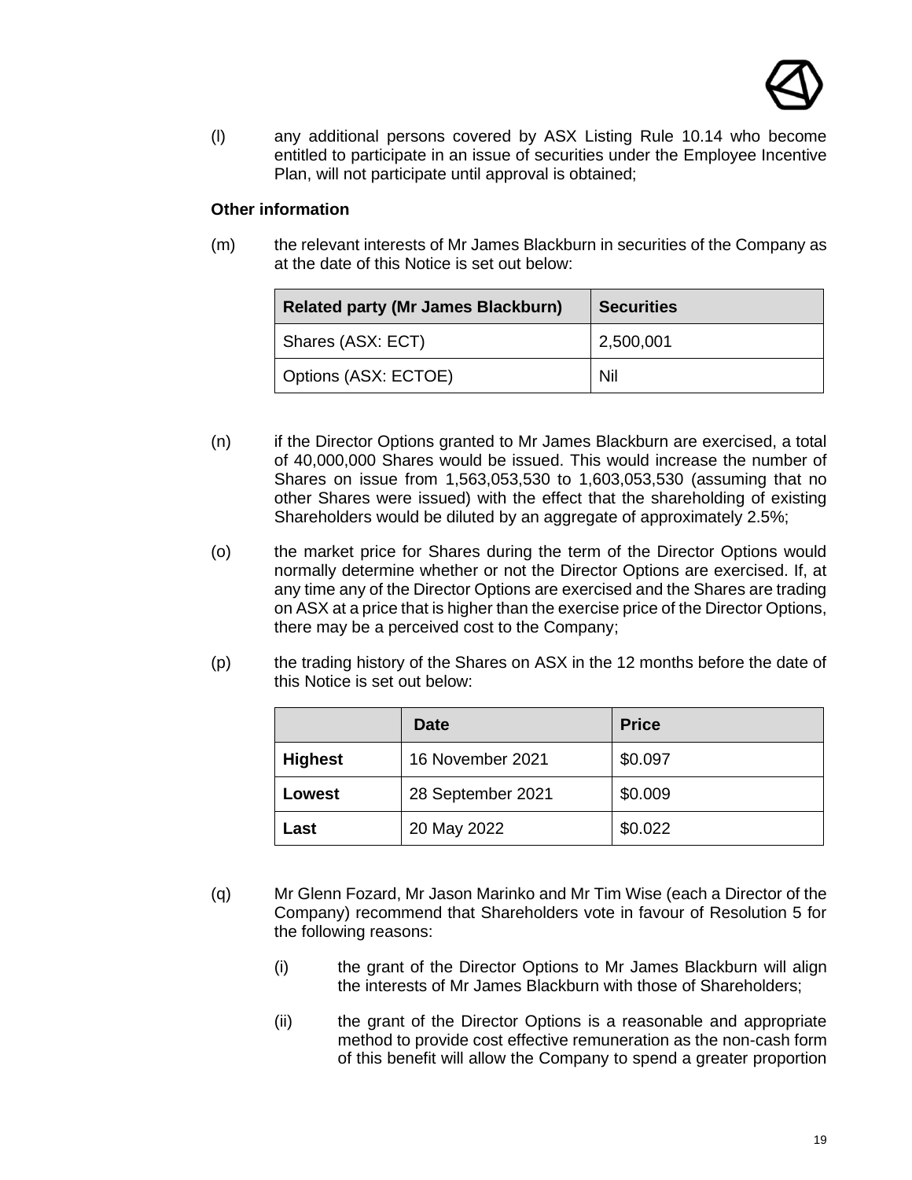(l) any additional persons covered by ASX Listing Rule 10.14 who become entitled to participate in an issue of securities under the Employee Incentive Plan, will not participate until approval is obtained;

**Other information**

(m) the relevant interests of Mr James Blackburn in securities of the Company as at the date of this Notice is set out below:

| Related party (Mr James Blackburn) | Securities |
|---|---|
| Shares (ASX: ECT) | 2,500,001 |
| Options (ASX: ECTOE) | Nil |

(n) if the Director Options granted to Mr James Blackburn are exercised, a total of 40,000,000 Shares would be issued. This would increase the number of Shares on issue from 1,563,053,530 to 1,603,053,530 (assuming that no other Shares were issued) with the effect that the shareholding of existing Shareholders would be diluted by an aggregate of approximately 2.5%;

(o) the market price for Shares during the term of the Director Options would normally determine whether or not the Director Options are exercised. If, at any time any of the Director Options are exercised and the Shares are trading on ASX at a price that is higher than the exercise price of the Director Options, there may be a perceived cost to the Company;

(p) the trading history of the Shares on ASX in the 12 months before the date of this Notice is set out below:

| | Date | Price |
|---|---|---|
| **Highest** | 16 November 2021 | $0.097 |
| **Lowest** | 28 September 2021 | $0.009 |
| **Last** | 20 May 2022 | $0.022 |

(q) Mr Glenn Fozard, Mr Jason Marinko and Mr Tim Wise (each a Director of the Company) recommend that Shareholders vote in favour of Resolution 5 for the following reasons:

(i) the grant of the Director Options to Mr James Blackburn will align the interests of Mr James Blackburn with those of Shareholders;

(ii) the grant of the Director Options is a reasonable and appropriate method to provide cost effective remuneration as the non-cash form of this benefit will allow the Company to spend a greater proportion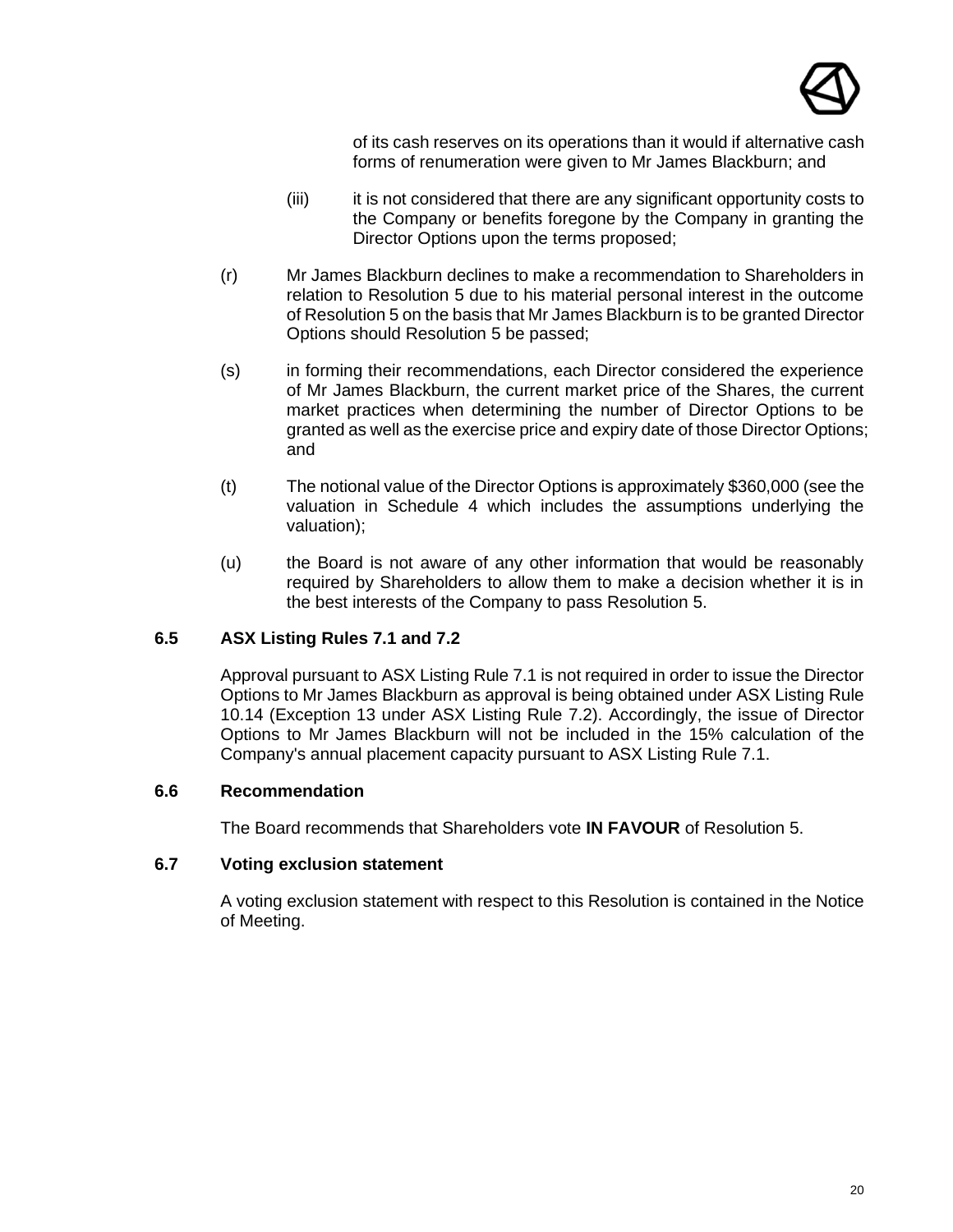of its cash reserves on its operations than it would if alternative cash forms of renumeration were given to Mr James Blackburn; and

(iii) it is not considered that there are any significant opportunity costs to the Company or benefits foregone by the Company in granting the Director Options upon the terms proposed;

(r) Mr James Blackburn declines to make a recommendation to Shareholders in relation to Resolution 5 due to his material personal interest in the outcome of Resolution 5 on the basis that Mr James Blackburn is to be granted Director Options should Resolution 5 be passed;

(s) in forming their recommendations, each Director considered the experience of Mr James Blackburn, the current market price of the Shares, the current market practices when determining the number of Director Options to be granted as well as the exercise price and expiry date of those Director Options; and

(t) The notional value of the Director Options is approximately $360,000 (see the valuation in Schedule 4 which includes the assumptions underlying the valuation);

(u) the Board is not aware of any other information that would be reasonably required by Shareholders to allow them to make a decision whether it is in the best interests of the Company to pass Resolution 5.

### 6.5 ASX Listing Rules 7.1 and 7.2

Approval pursuant to ASX Listing Rule 7.1 is not required in order to issue the Director Options to Mr James Blackburn as approval is being obtained under ASX Listing Rule 10.14 (Exception 13 under ASX Listing Rule 7.2). Accordingly, the issue of Director Options to Mr James Blackburn will not be included in the 15% calculation of the Company's annual placement capacity pursuant to ASX Listing Rule 7.1.

### 6.6 Recommendation

The Board recommends that Shareholders vote **IN FAVOUR** of Resolution 5.

### 6.7 Voting exclusion statement

A voting exclusion statement with respect to this Resolution is contained in the Notice of Meeting.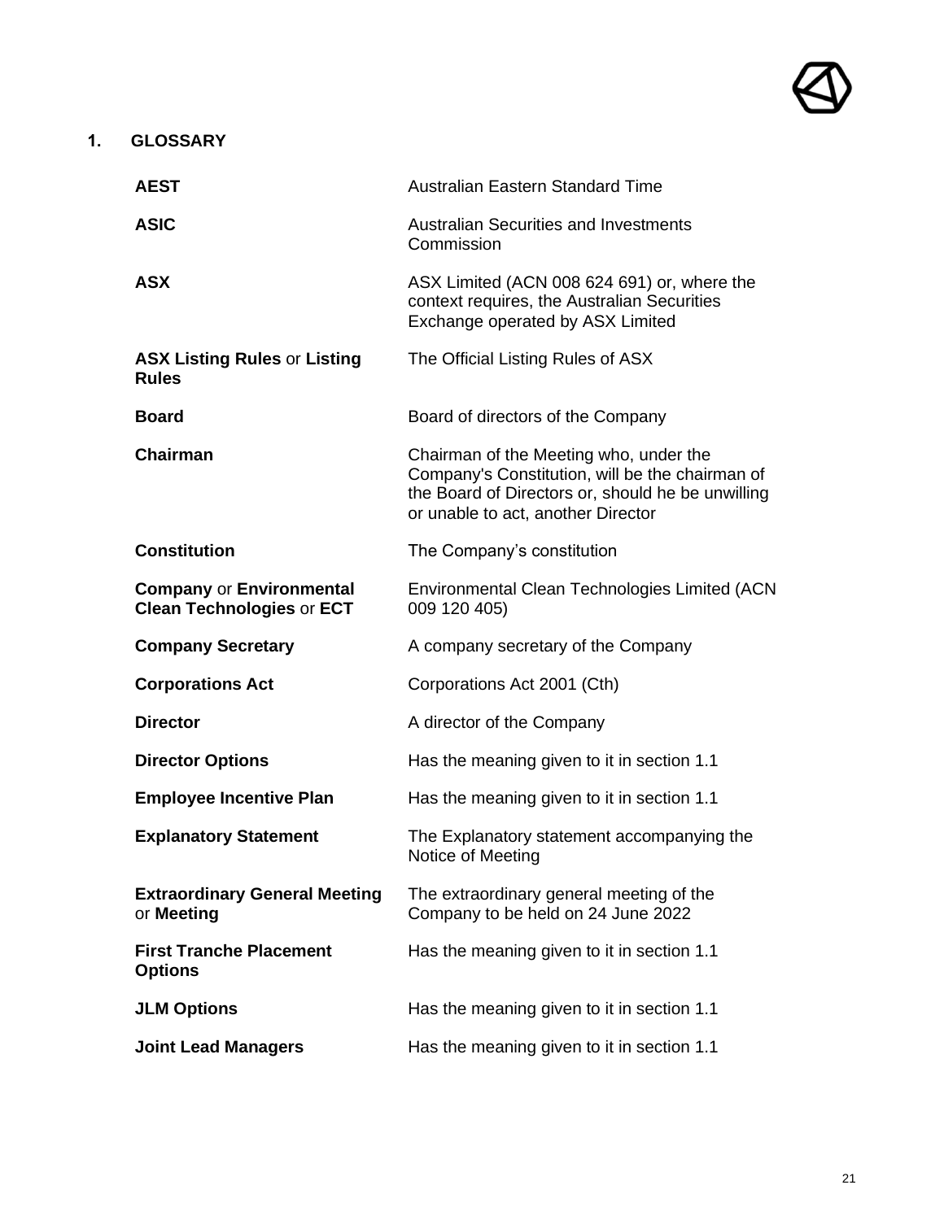## 1. GLOSSARY

| | |
|---|---|
| **AEST** | Australian Eastern Standard Time |
| **ASIC** | Australian Securities and Investments Commission |
| **ASX** | ASX Limited (ACN 008 624 691) or, where the context requires, the Australian Securities Exchange operated by ASX Limited |
| **ASX Listing Rules** or **Listing Rules** | The Official Listing Rules of ASX |
| **Board** | Board of directors of the Company |
| **Chairman** | Chairman of the Meeting who, under the Company's Constitution, will be the chairman of the Board of Directors or, should he be unwilling or unable to act, another Director |
| **Constitution** | The Company's constitution |
| **Company** or **Environmental Clean Technologies** or **ECT** | Environmental Clean Technologies Limited (ACN 009 120 405) |
| **Company Secretary** | A company secretary of the Company |
| **Corporations Act** | Corporations Act 2001 (Cth) |
| **Director** | A director of the Company |
| **Director Options** | Has the meaning given to it in section 1.1 |
| **Employee Incentive Plan** | Has the meaning given to it in section 1.1 |
| **Explanatory Statement** | The Explanatory statement accompanying the Notice of Meeting |
| **Extraordinary General Meeting** or **Meeting** | The extraordinary general meeting of the Company to be held on 24 June 2022 |
| **First Tranche Placement Options** | Has the meaning given to it in section 1.1 |
| **JLM Options** | Has the meaning given to it in section 1.1 |
| **Joint Lead Managers** | Has the meaning given to it in section 1.1 |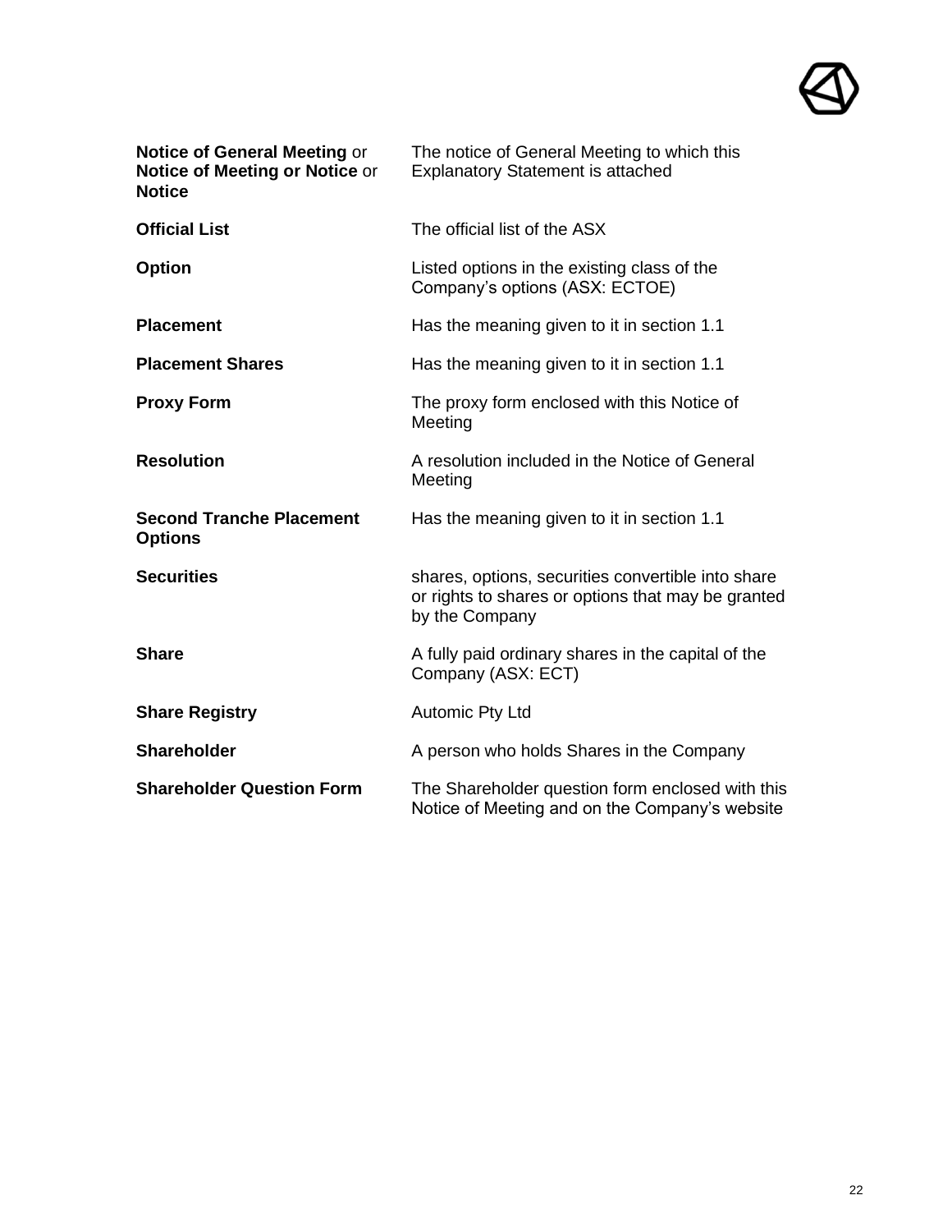| | |
|---|---|
| **Notice of General Meeting** or **Notice of Meeting or Notice** or **Notice** | The notice of General Meeting to which this Explanatory Statement is attached |
| **Official List** | The official list of the ASX |
| **Option** | Listed options in the existing class of the Company's options (ASX: ECTOE) |
| **Placement** | Has the meaning given to it in section 1.1 |
| **Placement Shares** | Has the meaning given to it in section 1.1 |
| **Proxy Form** | The proxy form enclosed with this Notice of Meeting |
| **Resolution** | A resolution included in the Notice of General Meeting |
| **Second Tranche Placement Options** | Has the meaning given to it in section 1.1 |
| **Securities** | shares, options, securities convertible into share or rights to shares or options that may be granted by the Company |
| **Share** | A fully paid ordinary shares in the capital of the Company (ASX: ECT) |
| **Share Registry** | Automic Pty Ltd |
| **Shareholder** | A person who holds Shares in the Company |
| **Shareholder Question Form** | The Shareholder question form enclosed with this Notice of Meeting and on the Company's website |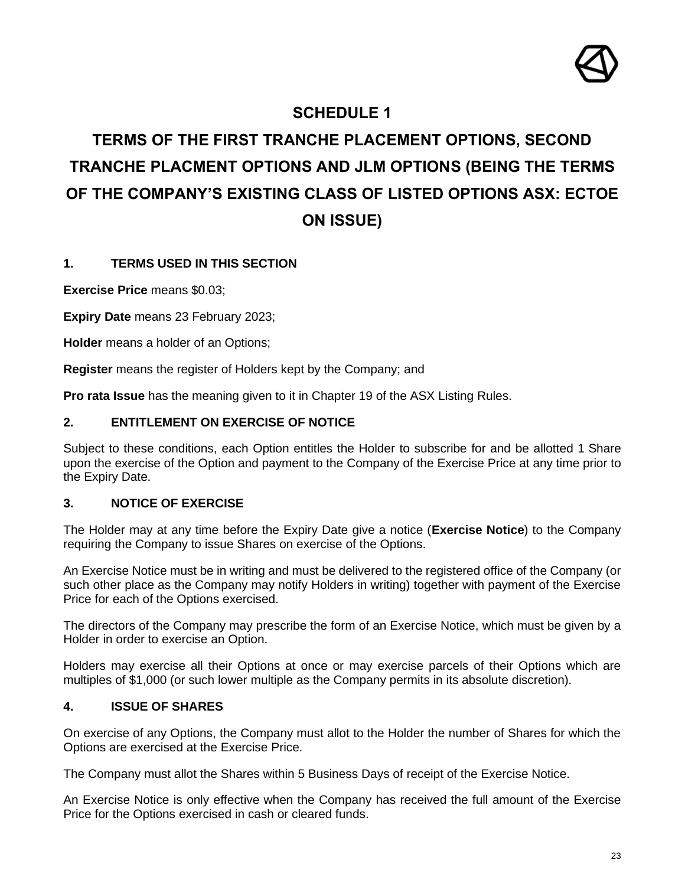# SCHEDULE 1

# TERMS OF THE FIRST TRANCHE PLACEMENT OPTIONS, SECOND TRANCHE PLACMENT OPTIONS AND JLM OPTIONS (BEING THE TERMS OF THE COMPANY'S EXISTING CLASS OF LISTED OPTIONS ASX: ECTOE ON ISSUE)

## 1. TERMS USED IN THIS SECTION

**Exercise Price** means $0.03;

**Expiry Date** means 23 February 2023;

**Holder** means a holder of an Options;

**Register** means the register of Holders kept by the Company; and

**Pro rata Issue** has the meaning given to it in Chapter 19 of the ASX Listing Rules.

## 2. ENTITLEMENT ON EXERCISE OF NOTICE

Subject to these conditions, each Option entitles the Holder to subscribe for and be allotted 1 Share upon the exercise of the Option and payment to the Company of the Exercise Price at any time prior to the Expiry Date.

## 3. NOTICE OF EXERCISE

The Holder may at any time before the Expiry Date give a notice (**Exercise Notice**) to the Company requiring the Company to issue Shares on exercise of the Options.

An Exercise Notice must be in writing and must be delivered to the registered office of the Company (or such other place as the Company may notify Holders in writing) together with payment of the Exercise Price for each of the Options exercised.

The directors of the Company may prescribe the form of an Exercise Notice, which must be given by a Holder in order to exercise an Option.

Holders may exercise all their Options at once or may exercise parcels of their Options which are multiples of $1,000 (or such lower multiple as the Company permits in its absolute discretion).

## 4. ISSUE OF SHARES

On exercise of any Options, the Company must allot to the Holder the number of Shares for which the Options are exercised at the Exercise Price.

The Company must allot the Shares within 5 Business Days of receipt of the Exercise Notice.

An Exercise Notice is only effective when the Company has received the full amount of the Exercise Price for the Options exercised in cash or cleared funds.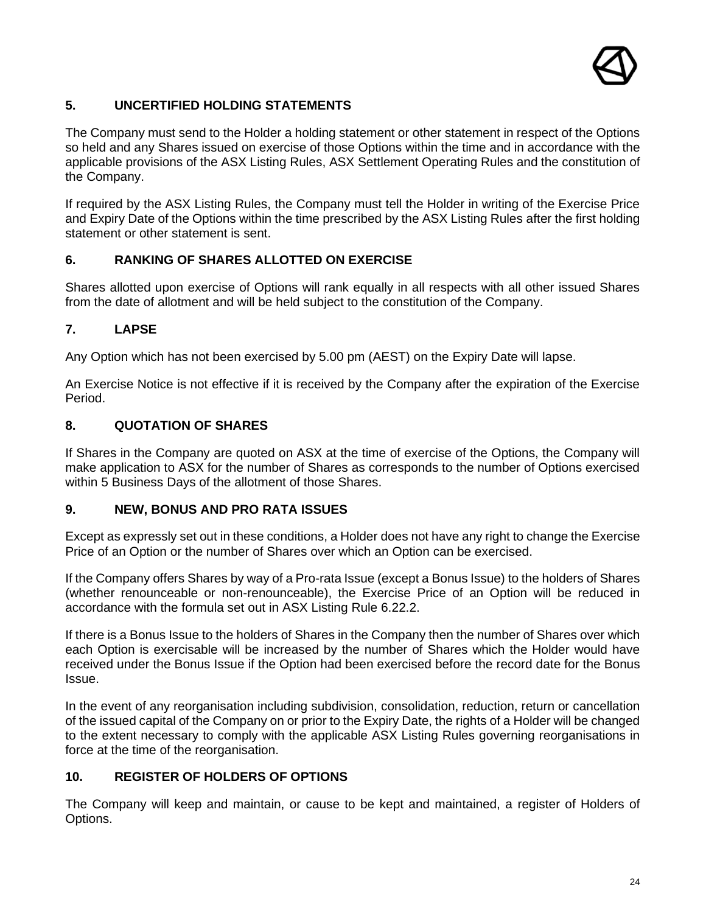## 5. UNCERTIFIED HOLDING STATEMENTS

The Company must send to the Holder a holding statement or other statement in respect of the Options so held and any Shares issued on exercise of those Options within the time and in accordance with the applicable provisions of the ASX Listing Rules, ASX Settlement Operating Rules and the constitution of the Company.

If required by the ASX Listing Rules, the Company must tell the Holder in writing of the Exercise Price and Expiry Date of the Options within the time prescribed by the ASX Listing Rules after the first holding statement or other statement is sent.

## 6. RANKING OF SHARES ALLOTTED ON EXERCISE

Shares allotted upon exercise of Options will rank equally in all respects with all other issued Shares from the date of allotment and will be held subject to the constitution of the Company.

## 7. LAPSE

Any Option which has not been exercised by 5.00 pm (AEST) on the Expiry Date will lapse.

An Exercise Notice is not effective if it is received by the Company after the expiration of the Exercise Period.

## 8. QUOTATION OF SHARES

If Shares in the Company are quoted on ASX at the time of exercise of the Options, the Company will make application to ASX for the number of Shares as corresponds to the number of Options exercised within 5 Business Days of the allotment of those Shares.

## 9. NEW, BONUS AND PRO RATA ISSUES

Except as expressly set out in these conditions, a Holder does not have any right to change the Exercise Price of an Option or the number of Shares over which an Option can be exercised.

If the Company offers Shares by way of a Pro-rata Issue (except a Bonus Issue) to the holders of Shares (whether renounceable or non-renounceable), the Exercise Price of an Option will be reduced in accordance with the formula set out in ASX Listing Rule 6.22.2.

If there is a Bonus Issue to the holders of Shares in the Company then the number of Shares over which each Option is exercisable will be increased by the number of Shares which the Holder would have received under the Bonus Issue if the Option had been exercised before the record date for the Bonus Issue.

In the event of any reorganisation including subdivision, consolidation, reduction, return or cancellation of the issued capital of the Company on or prior to the Expiry Date, the rights of a Holder will be changed to the extent necessary to comply with the applicable ASX Listing Rules governing reorganisations in force at the time of the reorganisation.

## 10. REGISTER OF HOLDERS OF OPTIONS

The Company will keep and maintain, or cause to be kept and maintained, a register of Holders of Options.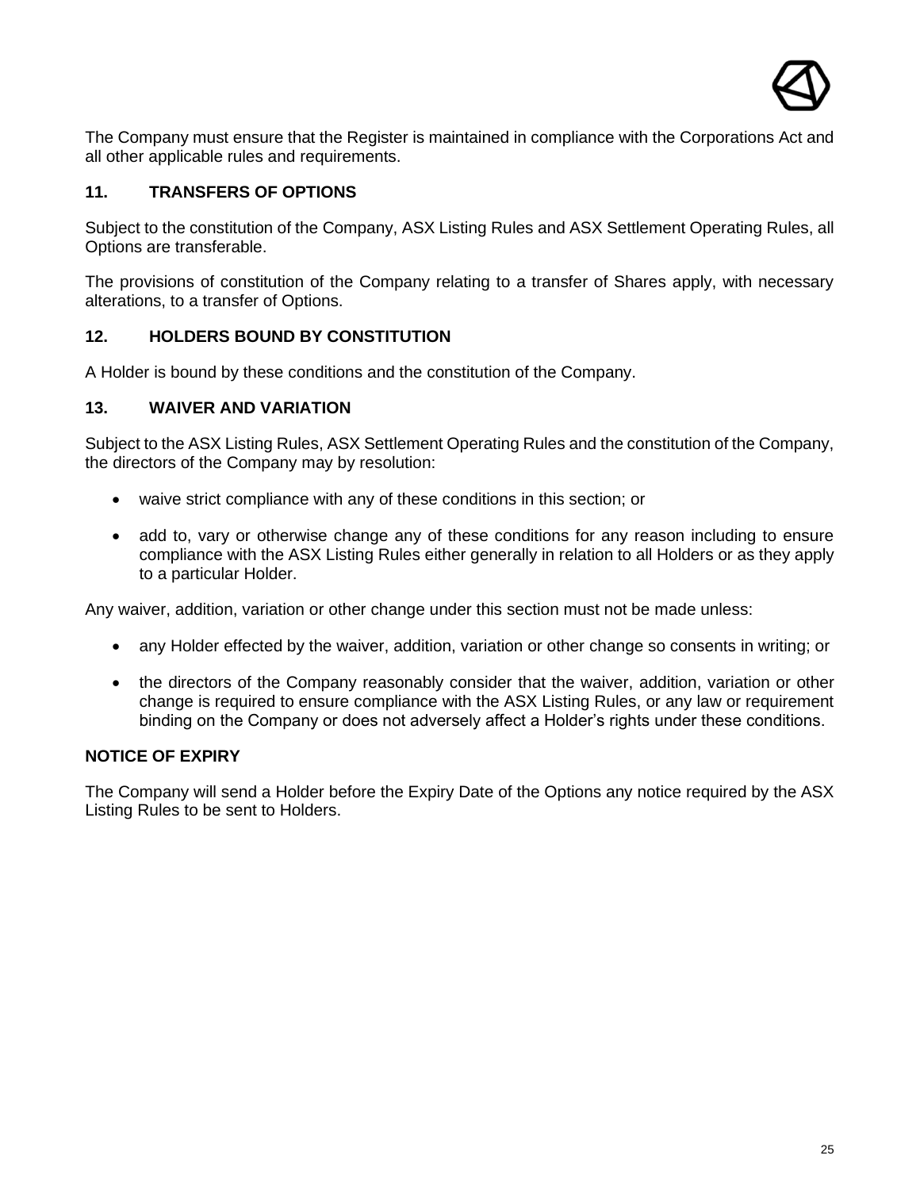The Company must ensure that the Register is maintained in compliance with the Corporations Act and all other applicable rules and requirements.

## 11. TRANSFERS OF OPTIONS

Subject to the constitution of the Company, ASX Listing Rules and ASX Settlement Operating Rules, all Options are transferable.

The provisions of constitution of the Company relating to a transfer of Shares apply, with necessary alterations, to a transfer of Options.

## 12. HOLDERS BOUND BY CONSTITUTION

A Holder is bound by these conditions and the constitution of the Company.

## 13. WAIVER AND VARIATION

Subject to the ASX Listing Rules, ASX Settlement Operating Rules and the constitution of the Company, the directors of the Company may by resolution:

- waive strict compliance with any of these conditions in this section; or
- add to, vary or otherwise change any of these conditions for any reason including to ensure compliance with the ASX Listing Rules either generally in relation to all Holders or as they apply to a particular Holder.

Any waiver, addition, variation or other change under this section must not be made unless:

- any Holder effected by the waiver, addition, variation or other change so consents in writing; or
- the directors of the Company reasonably consider that the waiver, addition, variation or other change is required to ensure compliance with the ASX Listing Rules, or any law or requirement binding on the Company or does not adversely affect a Holder's rights under these conditions.

## NOTICE OF EXPIRY

The Company will send a Holder before the Expiry Date of the Options any notice required by the ASX Listing Rules to be sent to Holders.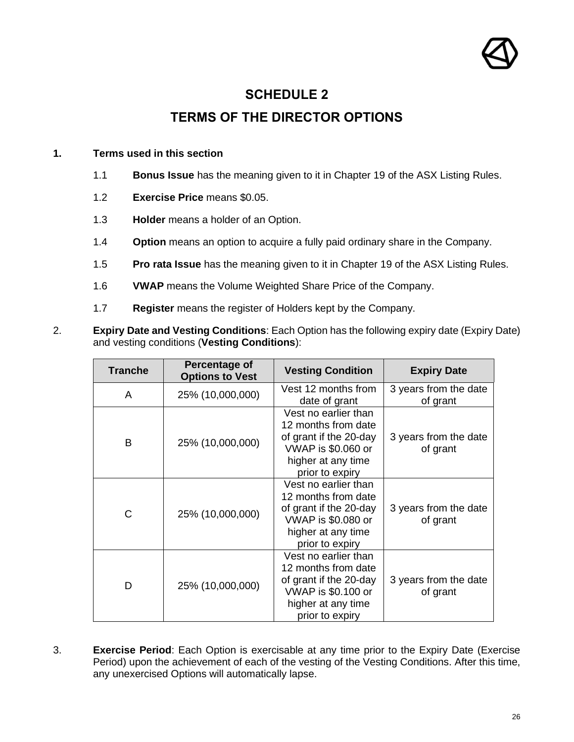# SCHEDULE 2

## TERMS OF THE DIRECTOR OPTIONS

**1. Terms used in this section**

1.1 **Bonus Issue** has the meaning given to it in Chapter 19 of the ASX Listing Rules.

1.2 **Exercise Price** means $0.05.

1.3 **Holder** means a holder of an Option.

1.4 **Option** means an option to acquire a fully paid ordinary share in the Company.

1.5 **Pro rata Issue** has the meaning given to it in Chapter 19 of the ASX Listing Rules.

1.6 **VWAP** means the Volume Weighted Share Price of the Company.

1.7 **Register** means the register of Holders kept by the Company.

2. **Expiry Date and Vesting Conditions**: Each Option has the following expiry date (Expiry Date) and vesting conditions (**Vesting Conditions**):

| Tranche | Percentage of Options to Vest | Vesting Condition | Expiry Date |
|---|---|---|---|
| A | 25% (10,000,000) | Vest 12 months from date of grant | 3 years from the date of grant |
| B | 25% (10,000,000) | Vest no earlier than 12 months from date of grant if the 20-day VWAP is $0.060 or higher at any time prior to expiry | 3 years from the date of grant |
| C | 25% (10,000,000) | Vest no earlier than 12 months from date of grant if the 20-day VWAP is $0.080 or higher at any time prior to expiry | 3 years from the date of grant |
| D | 25% (10,000,000) | Vest no earlier than 12 months from date of grant if the 20-day VWAP is $0.100 or higher at any time prior to expiry | 3 years from the date of grant |

3. **Exercise Period**: Each Option is exercisable at any time prior to the Expiry Date (Exercise Period) upon the achievement of each of the vesting of the Vesting Conditions. After this time, any unexercised Options will automatically lapse.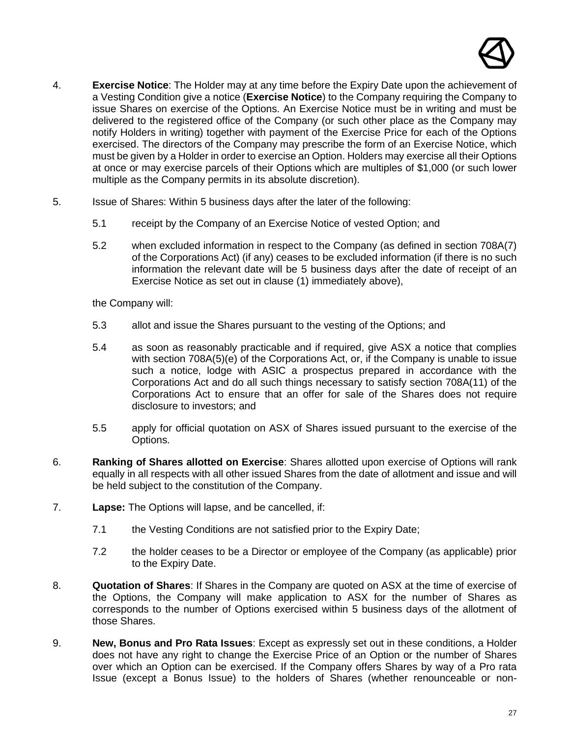4. **Exercise Notice**: The Holder may at any time before the Expiry Date upon the achievement of a Vesting Condition give a notice (**Exercise Notice**) to the Company requiring the Company to issue Shares on exercise of the Options. An Exercise Notice must be in writing and must be delivered to the registered office of the Company (or such other place as the Company may notify Holders in writing) together with payment of the Exercise Price for each of the Options exercised. The directors of the Company may prescribe the form of an Exercise Notice, which must be given by a Holder in order to exercise an Option. Holders may exercise all their Options at once or may exercise parcels of their Options which are multiples of $1,000 (or such lower multiple as the Company permits in its absolute discretion).

5. Issue of Shares: Within 5 business days after the later of the following:

   5.1 receipt by the Company of an Exercise Notice of vested Option; and

   5.2 when excluded information in respect to the Company (as defined in section 708A(7) of the Corporations Act) (if any) ceases to be excluded information (if there is no such information the relevant date will be 5 business days after the date of receipt of an Exercise Notice as set out in clause (1) immediately above),

   the Company will:

   5.3 allot and issue the Shares pursuant to the vesting of the Options; and

   5.4 as soon as reasonably practicable and if required, give ASX a notice that complies with section 708A(5)(e) of the Corporations Act, or, if the Company is unable to issue such a notice, lodge with ASIC a prospectus prepared in accordance with the Corporations Act and do all such things necessary to satisfy section 708A(11) of the Corporations Act to ensure that an offer for sale of the Shares does not require disclosure to investors; and

   5.5 apply for official quotation on ASX of Shares issued pursuant to the exercise of the Options.

6. **Ranking of Shares allotted on Exercise**: Shares allotted upon exercise of Options will rank equally in all respects with all other issued Shares from the date of allotment and issue and will be held subject to the constitution of the Company.

7. **Lapse:** The Options will lapse, and be cancelled, if:

   7.1 the Vesting Conditions are not satisfied prior to the Expiry Date;

   7.2 the holder ceases to be a Director or employee of the Company (as applicable) prior to the Expiry Date.

8. **Quotation of Shares**: If Shares in the Company are quoted on ASX at the time of exercise of the Options, the Company will make application to ASX for the number of Shares as corresponds to the number of Options exercised within 5 business days of the allotment of those Shares.

9. **New, Bonus and Pro Rata Issues**: Except as expressly set out in these conditions, a Holder does not have any right to change the Exercise Price of an Option or the number of Shares over which an Option can be exercised. If the Company offers Shares by way of a Pro rata Issue (except a Bonus Issue) to the holders of Shares (whether renounceable or non-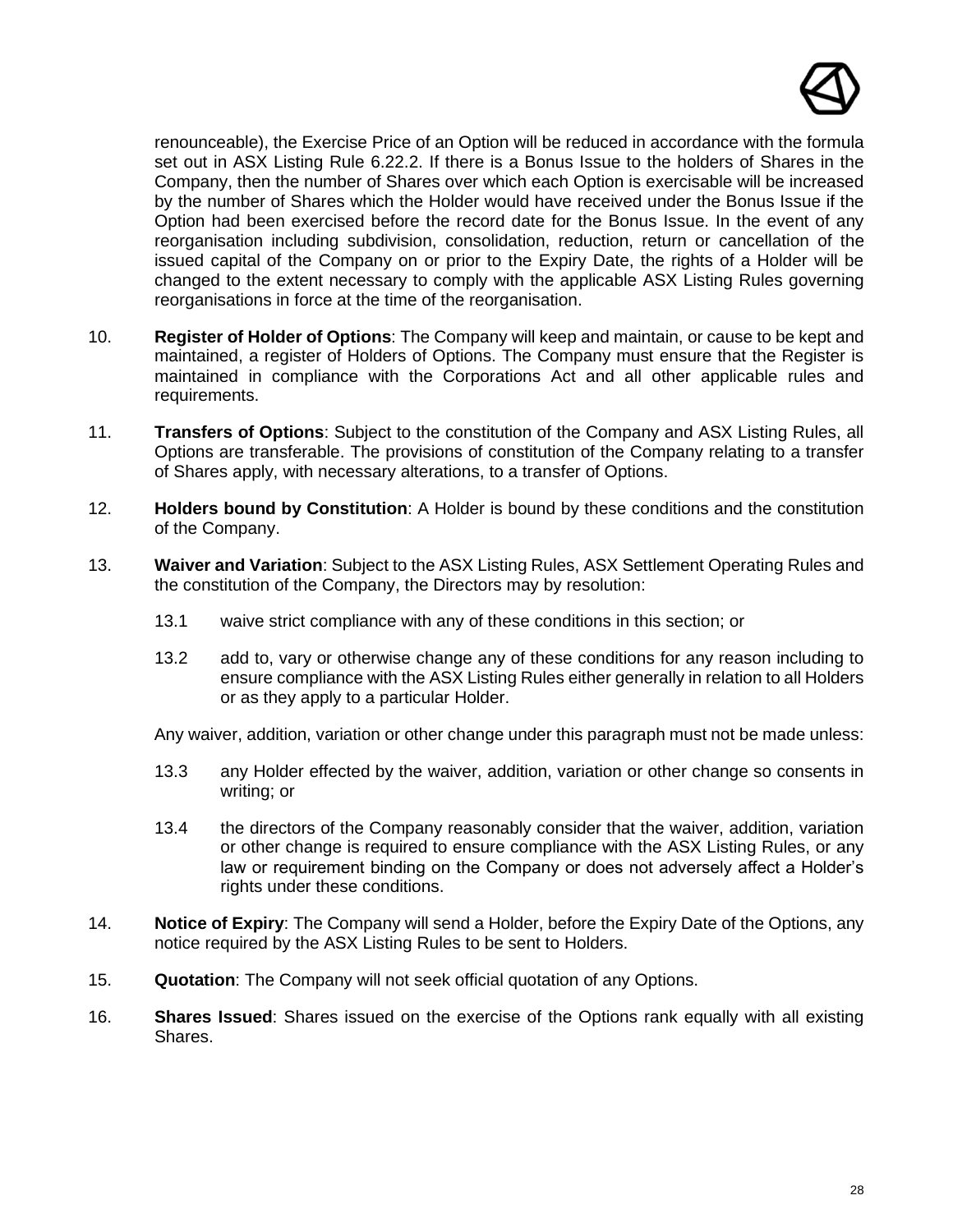renounceable), the Exercise Price of an Option will be reduced in accordance with the formula set out in ASX Listing Rule 6.22.2. If there is a Bonus Issue to the holders of Shares in the Company, then the number of Shares over which each Option is exercisable will be increased by the number of Shares which the Holder would have received under the Bonus Issue if the Option had been exercised before the record date for the Bonus Issue. In the event of any reorganisation including subdivision, consolidation, reduction, return or cancellation of the issued capital of the Company on or prior to the Expiry Date, the rights of a Holder will be changed to the extent necessary to comply with the applicable ASX Listing Rules governing reorganisations in force at the time of the reorganisation.

10. **Register of Holder of Options**: The Company will keep and maintain, or cause to be kept and maintained, a register of Holders of Options. The Company must ensure that the Register is maintained in compliance with the Corporations Act and all other applicable rules and requirements.

11. **Transfers of Options**: Subject to the constitution of the Company and ASX Listing Rules, all Options are transferable. The provisions of constitution of the Company relating to a transfer of Shares apply, with necessary alterations, to a transfer of Options.

12. **Holders bound by Constitution**: A Holder is bound by these conditions and the constitution of the Company.

13. **Waiver and Variation**: Subject to the ASX Listing Rules, ASX Settlement Operating Rules and the constitution of the Company, the Directors may by resolution:

    13.1 waive strict compliance with any of these conditions in this section; or

    13.2 add to, vary or otherwise change any of these conditions for any reason including to ensure compliance with the ASX Listing Rules either generally in relation to all Holders or as they apply to a particular Holder.

    Any waiver, addition, variation or other change under this paragraph must not be made unless:

    13.3 any Holder effected by the waiver, addition, variation or other change so consents in writing; or

    13.4 the directors of the Company reasonably consider that the waiver, addition, variation or other change is required to ensure compliance with the ASX Listing Rules, or any law or requirement binding on the Company or does not adversely affect a Holder's rights under these conditions.

14. **Notice of Expiry**: The Company will send a Holder, before the Expiry Date of the Options, any notice required by the ASX Listing Rules to be sent to Holders.

15. **Quotation**: The Company will not seek official quotation of any Options.

16. **Shares Issued**: Shares issued on the exercise of the Options rank equally with all existing Shares.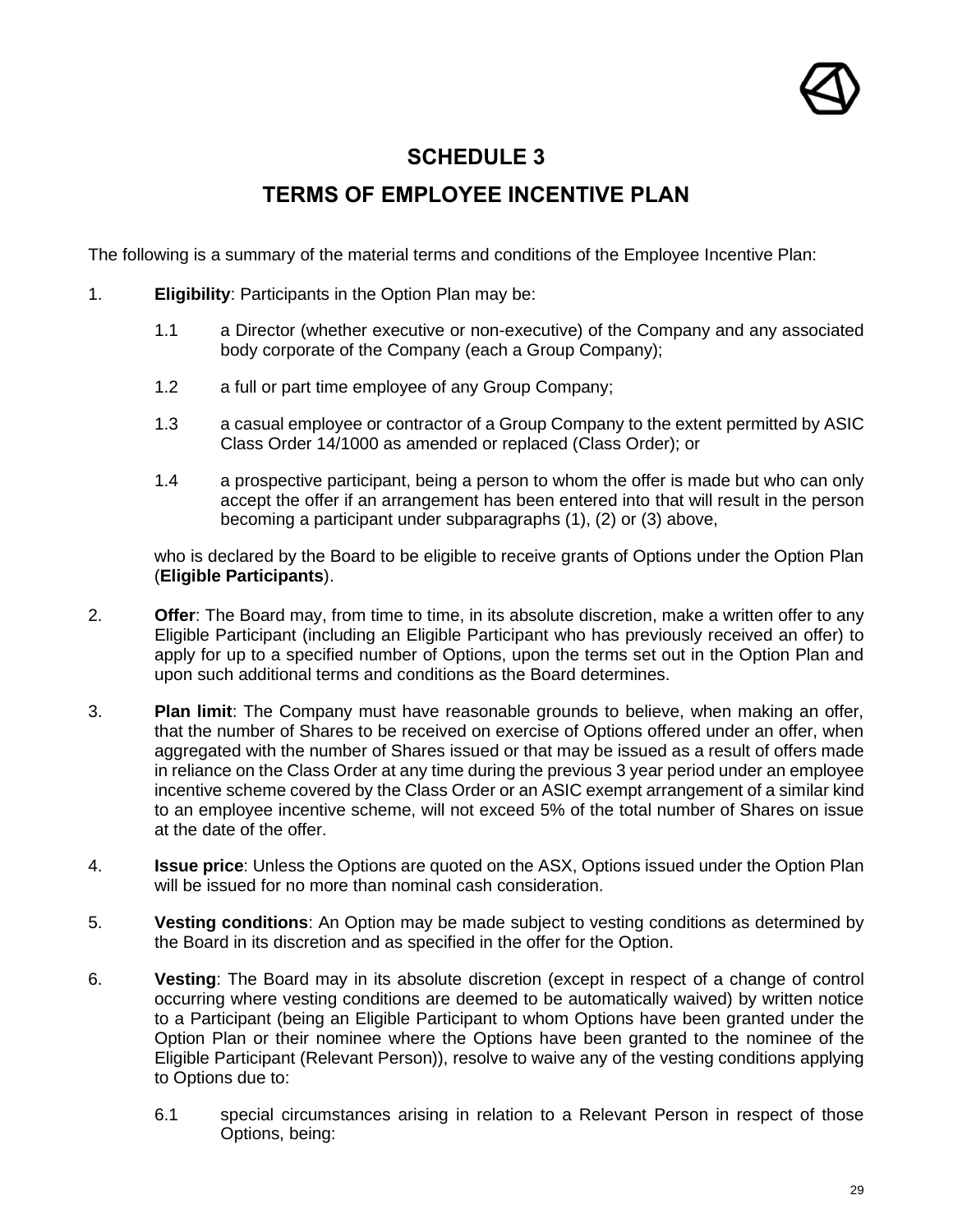# SCHEDULE 3

## TERMS OF EMPLOYEE INCENTIVE PLAN

The following is a summary of the material terms and conditions of the Employee Incentive Plan:

1. **Eligibility**: Participants in the Option Plan may be:

   1.1 a Director (whether executive or non-executive) of the Company and any associated body corporate of the Company (each a Group Company);

   1.2 a full or part time employee of any Group Company;

   1.3 a casual employee or contractor of a Group Company to the extent permitted by ASIC Class Order 14/1000 as amended or replaced (Class Order); or

   1.4 a prospective participant, being a person to whom the offer is made but who can only accept the offer if an arrangement has been entered into that will result in the person becoming a participant under subparagraphs (1), (2) or (3) above,

   who is declared by the Board to be eligible to receive grants of Options under the Option Plan (**Eligible Participants**).

2. **Offer**: The Board may, from time to time, in its absolute discretion, make a written offer to any Eligible Participant (including an Eligible Participant who has previously received an offer) to apply for up to a specified number of Options, upon the terms set out in the Option Plan and upon such additional terms and conditions as the Board determines.

3. **Plan limit**: The Company must have reasonable grounds to believe, when making an offer, that the number of Shares to be received on exercise of Options offered under an offer, when aggregated with the number of Shares issued or that may be issued as a result of offers made in reliance on the Class Order at any time during the previous 3 year period under an employee incentive scheme covered by the Class Order or an ASIC exempt arrangement of a similar kind to an employee incentive scheme, will not exceed 5% of the total number of Shares on issue at the date of the offer.

4. **Issue price**: Unless the Options are quoted on the ASX, Options issued under the Option Plan will be issued for no more than nominal cash consideration.

5. **Vesting conditions**: An Option may be made subject to vesting conditions as determined by the Board in its discretion and as specified in the offer for the Option.

6. **Vesting**: The Board may in its absolute discretion (except in respect of a change of control occurring where vesting conditions are deemed to be automatically waived) by written notice to a Participant (being an Eligible Participant to whom Options have been granted under the Option Plan or their nominee where the Options have been granted to the nominee of the Eligible Participant (Relevant Person)), resolve to waive any of the vesting conditions applying to Options due to:

   6.1 special circumstances arising in relation to a Relevant Person in respect of those Options, being: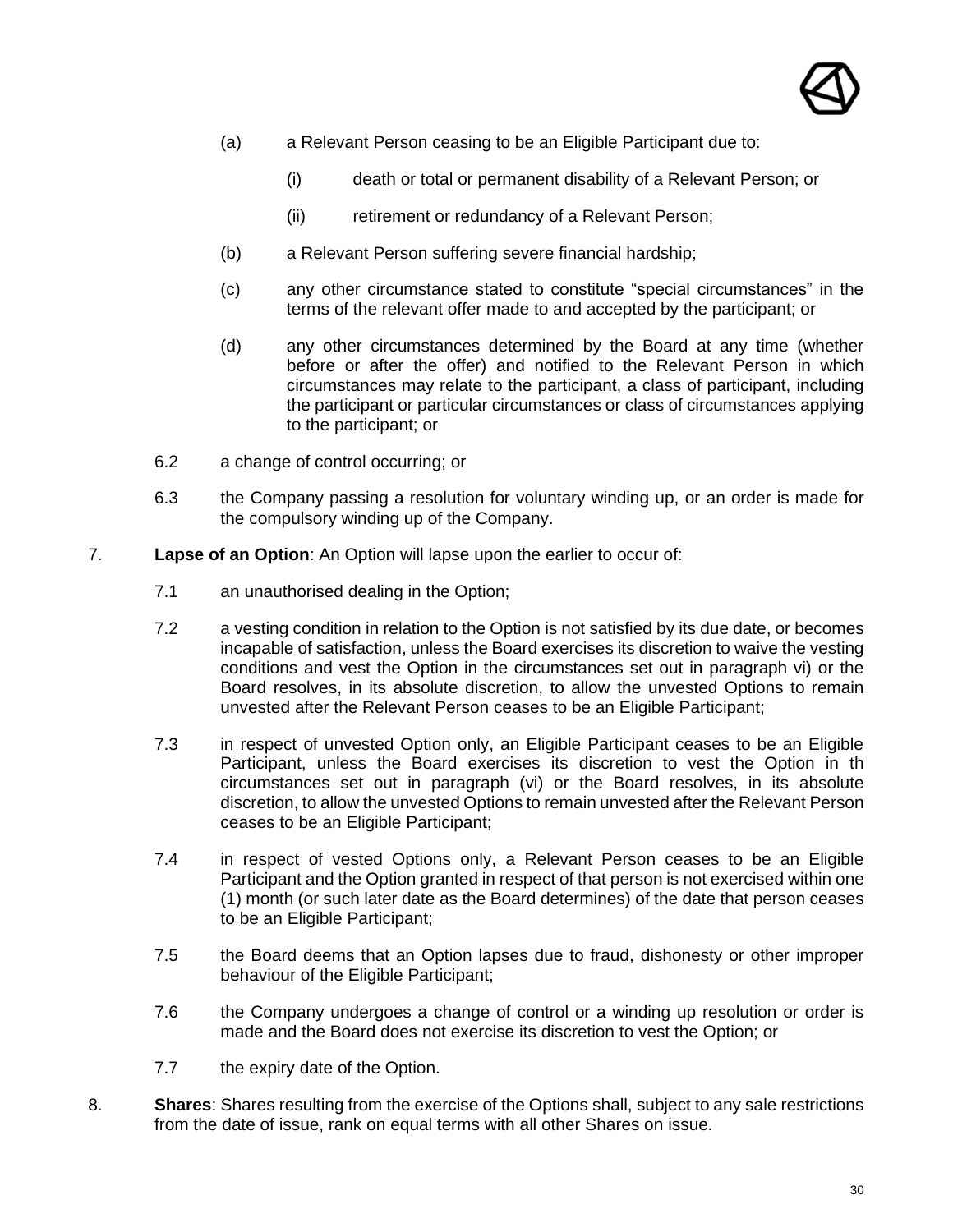(a) a Relevant Person ceasing to be an Eligible Participant due to:

(i) death or total or permanent disability of a Relevant Person; or

(ii) retirement or redundancy of a Relevant Person;

(b) a Relevant Person suffering severe financial hardship;

(c) any other circumstance stated to constitute "special circumstances" in the terms of the relevant offer made to and accepted by the participant; or

(d) any other circumstances determined by the Board at any time (whether before or after the offer) and notified to the Relevant Person in which circumstances may relate to the participant, a class of participant, including the participant or particular circumstances or class of circumstances applying to the participant; or

6.2 a change of control occurring; or

6.3 the Company passing a resolution for voluntary winding up, or an order is made for the compulsory winding up of the Company.

7. **Lapse of an Option**: An Option will lapse upon the earlier to occur of:

7.1 an unauthorised dealing in the Option;

7.2 a vesting condition in relation to the Option is not satisfied by its due date, or becomes incapable of satisfaction, unless the Board exercises its discretion to waive the vesting conditions and vest the Option in the circumstances set out in paragraph vi) or the Board resolves, in its absolute discretion, to allow the unvested Options to remain unvested after the Relevant Person ceases to be an Eligible Participant;

7.3 in respect of unvested Option only, an Eligible Participant ceases to be an Eligible Participant, unless the Board exercises its discretion to vest the Option in th circumstances set out in paragraph (vi) or the Board resolves, in its absolute discretion, to allow the unvested Options to remain unvested after the Relevant Person ceases to be an Eligible Participant;

7.4 in respect of vested Options only, a Relevant Person ceases to be an Eligible Participant and the Option granted in respect of that person is not exercised within one (1) month (or such later date as the Board determines) of the date that person ceases to be an Eligible Participant;

7.5 the Board deems that an Option lapses due to fraud, dishonesty or other improper behaviour of the Eligible Participant;

7.6 the Company undergoes a change of control or a winding up resolution or order is made and the Board does not exercise its discretion to vest the Option; or

7.7 the expiry date of the Option.

8. **Shares**: Shares resulting from the exercise of the Options shall, subject to any sale restrictions from the date of issue, rank on equal terms with all other Shares on issue.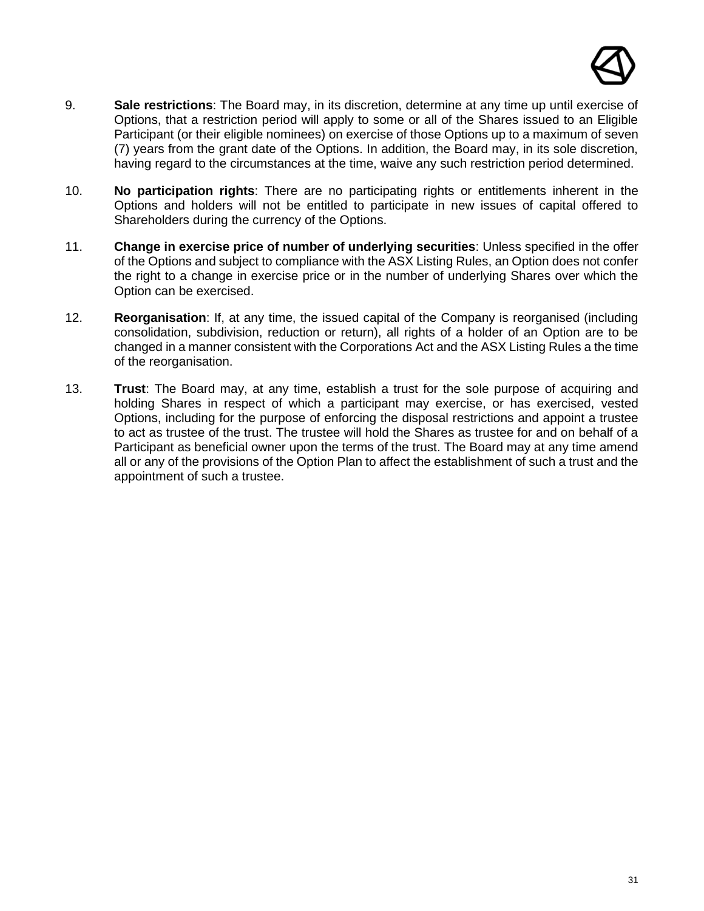9. **Sale restrictions**: The Board may, in its discretion, determine at any time up until exercise of Options, that a restriction period will apply to some or all of the Shares issued to an Eligible Participant (or their eligible nominees) on exercise of those Options up to a maximum of seven (7) years from the grant date of the Options. In addition, the Board may, in its sole discretion, having regard to the circumstances at the time, waive any such restriction period determined.

10. **No participation rights**: There are no participating rights or entitlements inherent in the Options and holders will not be entitled to participate in new issues of capital offered to Shareholders during the currency of the Options.

11. **Change in exercise price of number of underlying securities**: Unless specified in the offer of the Options and subject to compliance with the ASX Listing Rules, an Option does not confer the right to a change in exercise price or in the number of underlying Shares over which the Option can be exercised.

12. **Reorganisation**: If, at any time, the issued capital of the Company is reorganised (including consolidation, subdivision, reduction or return), all rights of a holder of an Option are to be changed in a manner consistent with the Corporations Act and the ASX Listing Rules a the time of the reorganisation.

13. **Trust**: The Board may, at any time, establish a trust for the sole purpose of acquiring and holding Shares in respect of which a participant may exercise, or has exercised, vested Options, including for the purpose of enforcing the disposal restrictions and appoint a trustee to act as trustee of the trust. The trustee will hold the Shares as trustee for and on behalf of a Participant as beneficial owner upon the terms of the trust. The Board may at any time amend all or any of the provisions of the Option Plan to affect the establishment of such a trust and the appointment of such a trustee.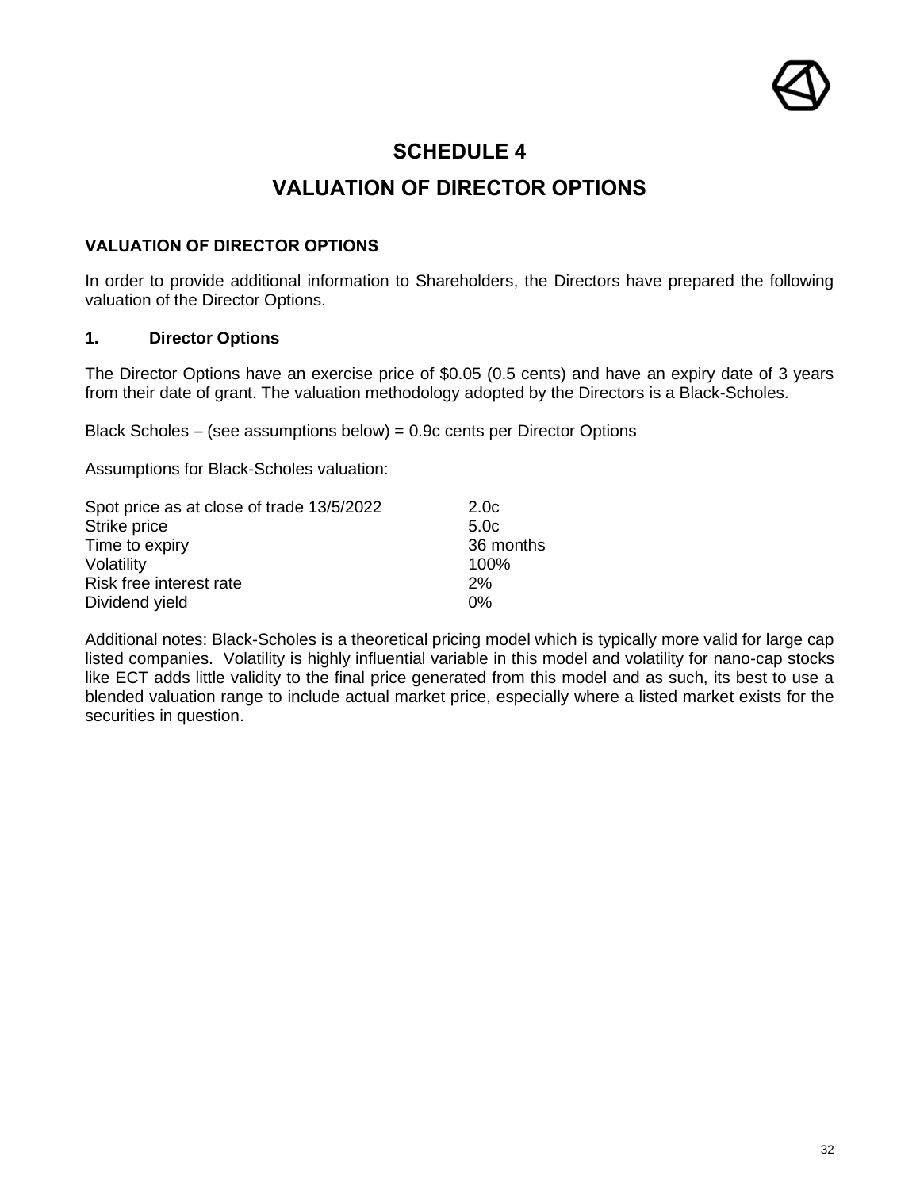# SCHEDULE 4

# VALUATION OF DIRECTOR OPTIONS

### VALUATION OF DIRECTOR OPTIONS

In order to provide additional information to Shareholders, the Directors have prepared the following valuation of the Director Options.

### 1. Director Options

The Director Options have an exercise price of $0.05 (0.5 cents) and have an expiry date of 3 years from their date of grant. The valuation methodology adopted by the Directors is a Black-Scholes.

Black Scholes – (see assumptions below) = 0.9c cents per Director Options

Assumptions for Black-Scholes valuation:

| | |
|---|---|
| Spot price as at close of trade 13/5/2022 | 2.0c |
| Strike price | 5.0c |
| Time to expiry | 36 months |
| Volatility | 100% |
| Risk free interest rate | 2% |
| Dividend yield | 0% |

Additional notes: Black-Scholes is a theoretical pricing model which is typically more valid for large cap listed companies. Volatility is highly influential variable in this model and volatility for nano-cap stocks like ECT adds little validity to the final price generated from this model and as such, its best to use a blended valuation range to include actual market price, especially where a listed market exists for the securities in question.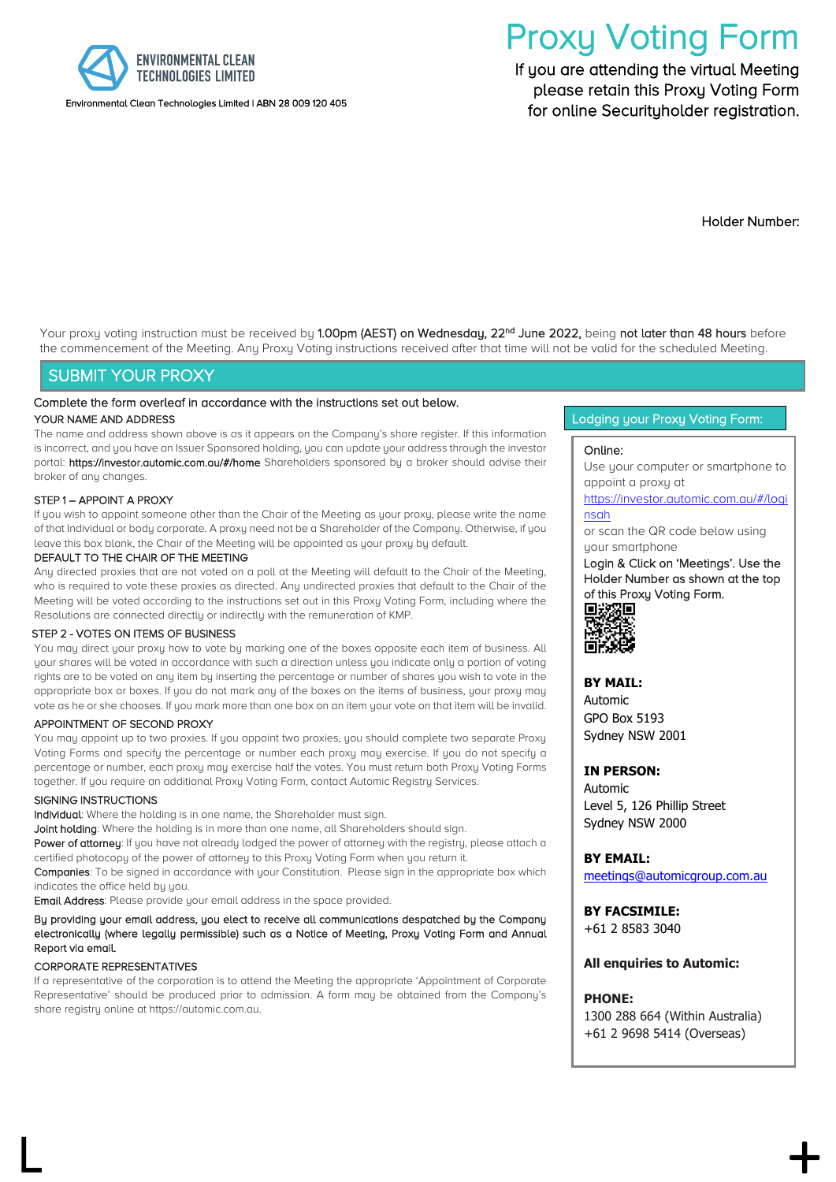ENVIRONMENTAL CLEAN TECHNOLOGIES LIMITED

Environmental Clean Technologies Limited | ABN 28 009 120 405

# Proxy Voting Form

If you are attending the virtual Meeting please retain this Proxy Voting Form for online Securityholder registration.

Holder Number:

Your proxy voting instruction must be received by **1.00pm (AEST) on Wednesday, 22nd June 2022,** being **not later than 48 hours** before the commencement of the Meeting. Any Proxy Voting instructions received after that time will not be valid for the scheduled Meeting.

## SUBMIT YOUR PROXY

Complete the form overleaf in accordance with the instructions set out below.

### YOUR NAME AND ADDRESS

The name and address shown above is as it appears on the Company's share register. If this information is incorrect, and you have an Issuer Sponsored holding, you can update your address through the investor portal: **https://investor.automic.com.au/#/home** Shareholders sponsored by a broker should advise their broker of any changes.

### STEP 1 – APPOINT A PROXY

If you wish to appoint someone other than the Chair of the Meeting as your proxy, please write the name of that Individual or body corporate. A proxy need not be a Shareholder of the Company. Otherwise, if you leave this box blank, the Chair of the Meeting will be appointed as your proxy by default.

### DEFAULT TO THE CHAIR OF THE MEETING

Any directed proxies that are not voted on a poll at the Meeting will default to the Chair of the Meeting, who is required to vote these proxies as directed. Any undirected proxies that default to the Chair of the Meeting will be voted according to the instructions set out in this Proxy Voting Form, including where the Resolutions are connected directly or indirectly with the remuneration of KMP.

### STEP 2 - VOTES ON ITEMS OF BUSINESS

You may direct your proxy how to vote by marking one of the boxes opposite each item of business. All your shares will be voted in accordance with such a direction unless you indicate only a portion of voting rights are to be voted on any item by inserting the percentage or number of shares you wish to vote in the appropriate box or boxes. If you do not mark any of the boxes on the items of business, your proxy may vote as he or she chooses. If you mark more than one box on an item your vote on that item will be invalid.

### APPOINTMENT OF SECOND PROXY

You may appoint up to two proxies. If you appoint two proxies, you should complete two separate Proxy Voting Forms and specify the percentage or number each proxy may exercise. If you do not specify a percentage or number, each proxy may exercise half the votes. You must return both Proxy Voting Forms together. If you require an additional Proxy Voting Form, contact Automic Registry Services.

### SIGNING INSTRUCTIONS

**Individual**: Where the holding is in one name, the Shareholder must sign.
**Joint holding**: Where the holding is in more than one name, all Shareholders should sign.
**Power of attorney**: If you have not already lodged the power of attorney with the registry, please attach a certified photocopy of the power of attorney to this Proxy Voting Form when you return it.
**Companies**: To be signed in accordance with your Constitution. Please sign in the appropriate box which indicates the office held by you.
**Email Address**: Please provide your email address in the space provided.

**By providing your email address, you elect to receive all communications despatched by the Company electronically (where legally permissible) such as a Notice of Meeting, Proxy Voting Form and Annual Report via email.**

### CORPORATE REPRESENTATIVES

If a representative of the corporation is to attend the Meeting the appropriate 'Appointment of Corporate Representative' should be produced prior to admission. A form may be obtained from the Company's share registry online at https://automic.com.au.

### Lodging your Proxy Voting Form:

**Online:**
Use your computer or smartphone to appoint a proxy at
https://investor.automic.com.au/#/loginsah
or scan the QR code below using your smartphone
**Login & Click on 'Meetings'. Use the Holder Number as shown at the top of this Proxy Voting Form.**

**BY MAIL:**
Automic
GPO Box 5193
Sydney NSW 2001

**IN PERSON:**
Automic
Level 5, 126 Phillip Street
Sydney NSW 2000

**BY EMAIL:**
meetings@automicgroup.com.au

**BY FACSIMILE:**
+61 2 8583 3040

**All enquiries to Automic:**

**PHONE:**
1300 288 664 (Within Australia)
+61 2 9698 5414 (Overseas)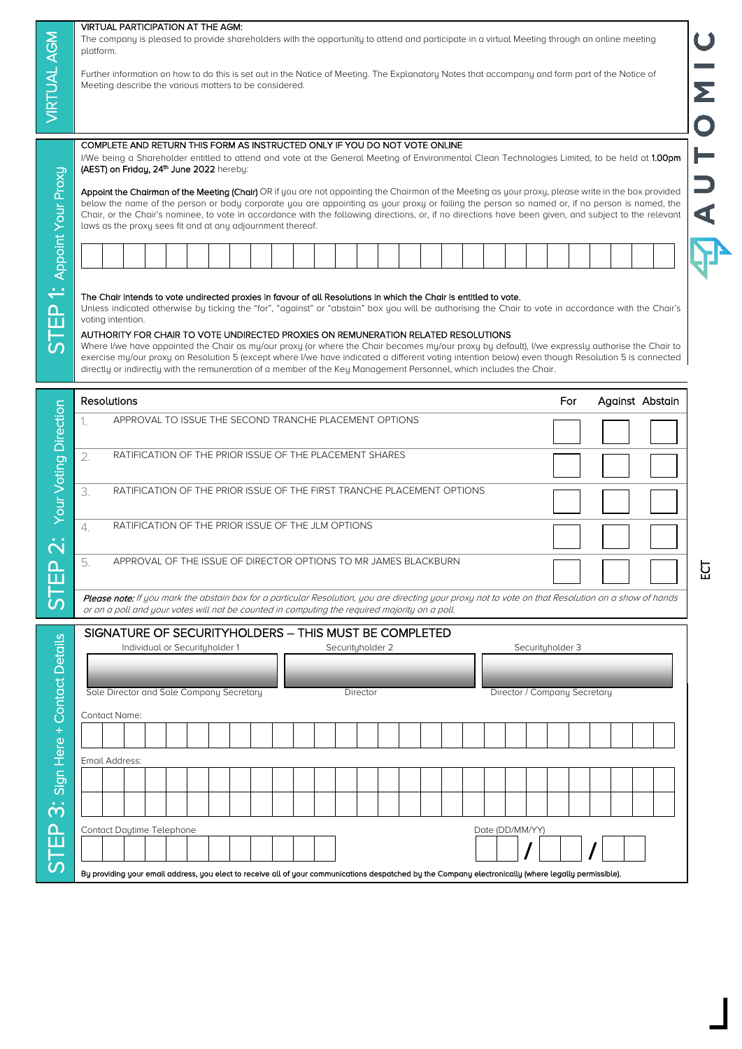## VIRTUAL AGM

**VIRTUAL PARTICIPATION AT THE AGM:**

The company is pleased to provide shareholders with the opportunity to attend and participate in a virtual Meeting through an online meeting platform.

Further information on how to do this is set out in the Notice of Meeting. The Explanatory Notes that accompany and form part of the Notice of Meeting describe the various matters to be considered.

## STEP 1: Appoint Your Proxy

**COMPLETE AND RETURN THIS FORM AS INSTRUCTED ONLY IF YOU DO NOT VOTE ONLINE**

I/We being a Shareholder entitled to attend and vote at the General Meeting of Environmental Clean Technologies Limited, to be held at **1.00pm (AEST) on Friday, 24th June 2022** hereby:

**Appoint the Chairman of the Meeting (Chair)** OR if you are not appointing the Chairman of the Meeting as your proxy, please write in the box provided below the name of the person or body corporate you are appointing as your proxy or failing the person so named or, if no person is named, the Chair, or the Chair's nominee, to vote in accordance with the following directions, or, if no directions have been given, and subject to the relevant laws as the proxy sees fit and at any adjournment thereof.

**The Chair intends to vote undirected proxies in favour of all Resolutions in which the Chair is entitled to vote.**

Unless indicated otherwise by ticking the "for", "against" or "abstain" box you will be authorising the Chair to vote in accordance with the Chair's voting intention.

**AUTHORITY FOR CHAIR TO VOTE UNDIRECTED PROXIES ON REMUNERATION RELATED RESOLUTIONS**

Where I/we have appointed the Chair as my/our proxy (or where the Chair becomes my/our proxy by default), I/we expressly authorise the Chair to exercise my/our proxy on Resolution 5 (except where I/we have indicated a different voting intention below) even though Resolution 5 is connected directly or indirectly with the remuneration of a member of the Key Management Personnel, which includes the Chair.

## STEP 2: Your Voting Direction

| | Resolutions | For | Against | Abstain |
|---|---|---|---|---|
| 1. | APPROVAL TO ISSUE THE SECOND TRANCHE PLACEMENT OPTIONS | | | |
| 2. | RATIFICATION OF THE PRIOR ISSUE OF THE PLACEMENT SHARES | | | |
| 3. | RATIFICATION OF THE PRIOR ISSUE OF THE FIRST TRANCHE PLACEMENT OPTIONS | | | |
| 4. | RATIFICATION OF THE PRIOR ISSUE OF THE JLM OPTIONS | | | |
| 5. | APPROVAL OF THE ISSUE OF DIRECTOR OPTIONS TO MR JAMES BLACKBURN | | | |

***Please note:*** *If you mark the abstain box for a particular Resolution, you are directing your proxy not to vote on that Resolution on a show of hands or on a poll and your votes will not be counted in computing the required majority on a poll.*

## STEP 3: Sign Here + Contact Details

**SIGNATURE OF SECURITYHOLDERS – THIS MUST BE COMPLETED**

| Individual or Securityholder 1 | Securityholder 2 | Securityholder 3 |
|---|---|---|
| | | |
| Sole Director and Sole Company Secretary | Director | Director / Company Secretary |

Contact Name:

Email Address:

Contact Daytime Telephone

Date (DD/MM/YY) / /

**By providing your email address, you elect to receive all of your communications despatched by the Company electronically (where legally permissible).**

ECT